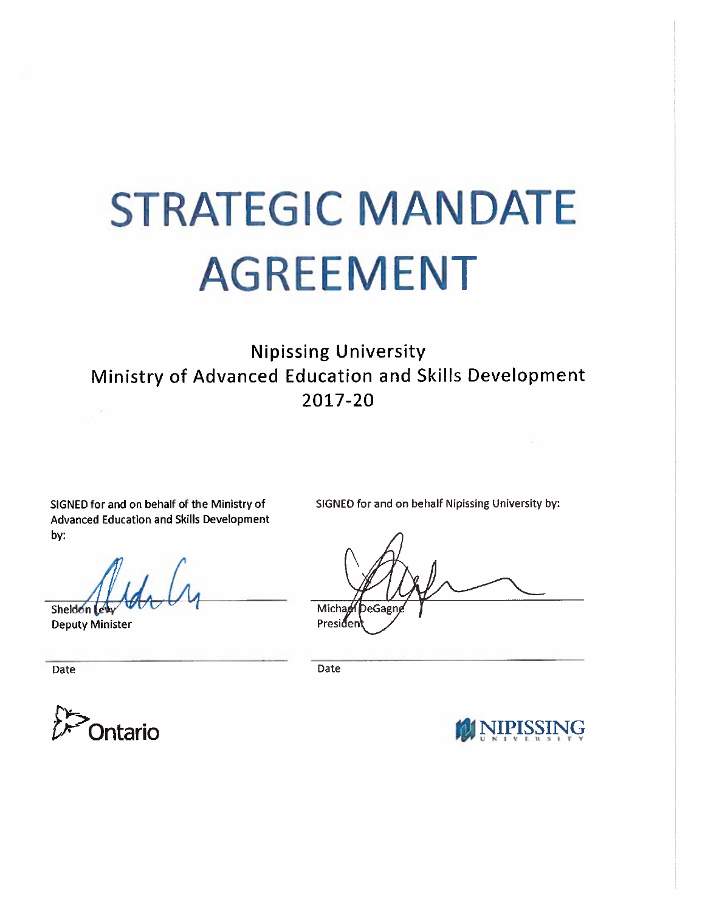# STRATEGIC MANDATE AGREEMENT

Nipissing University
Ministry of Advanced Education and Skills Development
2017-20

SIGNED for and on behalf of the Ministry of Advanced Education and Skills Development by:

Sheldon Levy
Deputy Minister

Date

SIGNED for and on behalf Nipissing University by:

Michael DeGagné
President

Date

Ontario

NIPISSING UNIVERSITY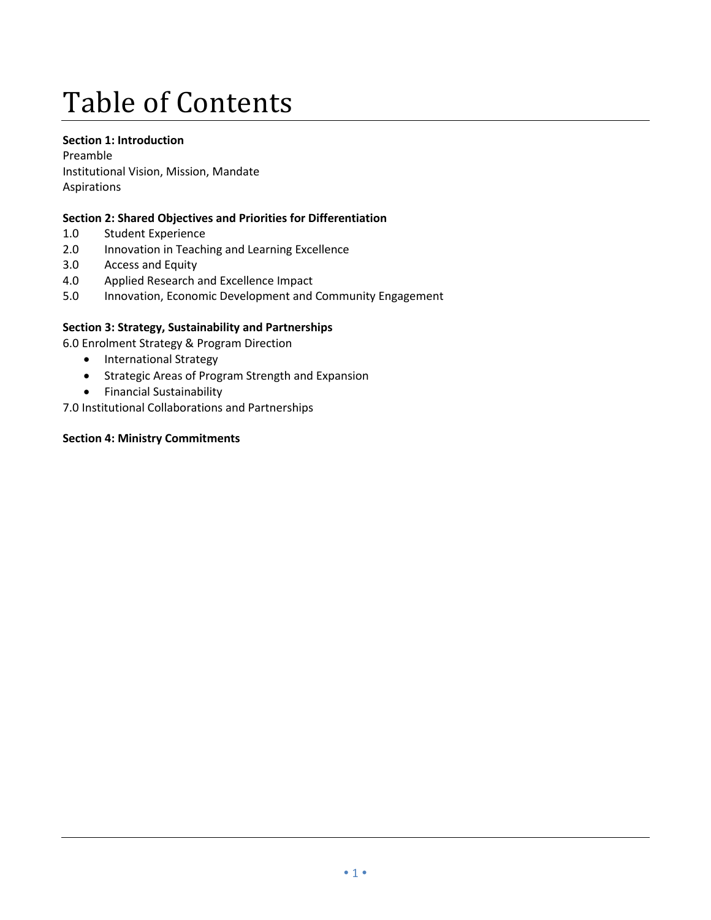# Table of Contents

**Section 1: Introduction**
Preamble
Institutional Vision, Mission, Mandate
Aspirations

**Section 2: Shared Objectives and Priorities for Differentiation**
1.0 Student Experience
2.0 Innovation in Teaching and Learning Excellence
3.0 Access and Equity
4.0 Applied Research and Excellence Impact
5.0 Innovation, Economic Development and Community Engagement

**Section 3: Strategy, Sustainability and Partnerships**
6.0 Enrolment Strategy & Program Direction
- International Strategy
- Strategic Areas of Program Strength and Expansion
- Financial Sustainability

7.0 Institutional Collaborations and Partnerships

**Section 4: Ministry Commitments**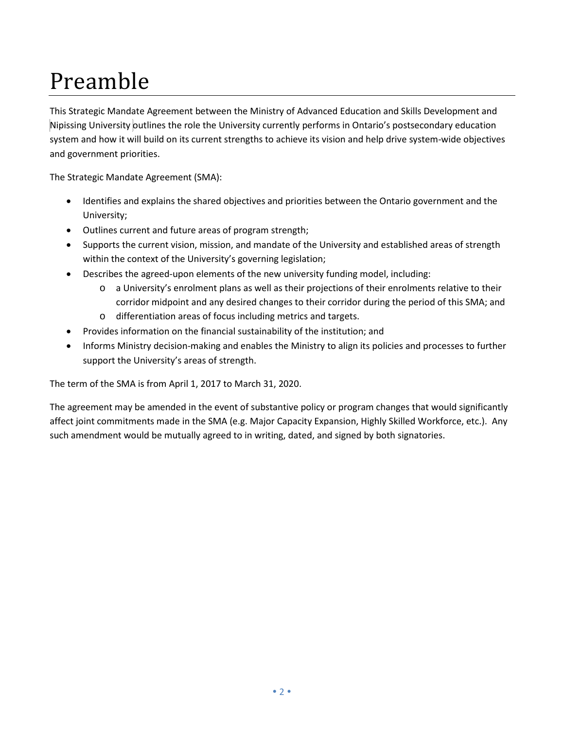# Preamble

This Strategic Mandate Agreement between the Ministry of Advanced Education and Skills Development and Nipissing University outlines the role the University currently performs in Ontario's postsecondary education system and how it will build on its current strengths to achieve its vision and help drive system-wide objectives and government priorities.

The Strategic Mandate Agreement (SMA):

- Identifies and explains the shared objectives and priorities between the Ontario government and the University;
- Outlines current and future areas of program strength;
- Supports the current vision, mission, and mandate of the University and established areas of strength within the context of the University's governing legislation;
- Describes the agreed-upon elements of the new university funding model, including:
  - a University's enrolment plans as well as their projections of their enrolments relative to their corridor midpoint and any desired changes to their corridor during the period of this SMA; and
  - differentiation areas of focus including metrics and targets.
- Provides information on the financial sustainability of the institution; and
- Informs Ministry decision-making and enables the Ministry to align its policies and processes to further support the University's areas of strength.

The term of the SMA is from April 1, 2017 to March 31, 2020.

The agreement may be amended in the event of substantive policy or program changes that would significantly affect joint commitments made in the SMA (e.g. Major Capacity Expansion, Highly Skilled Workforce, etc.). Any such amendment would be mutually agreed to in writing, dated, and signed by both signatories.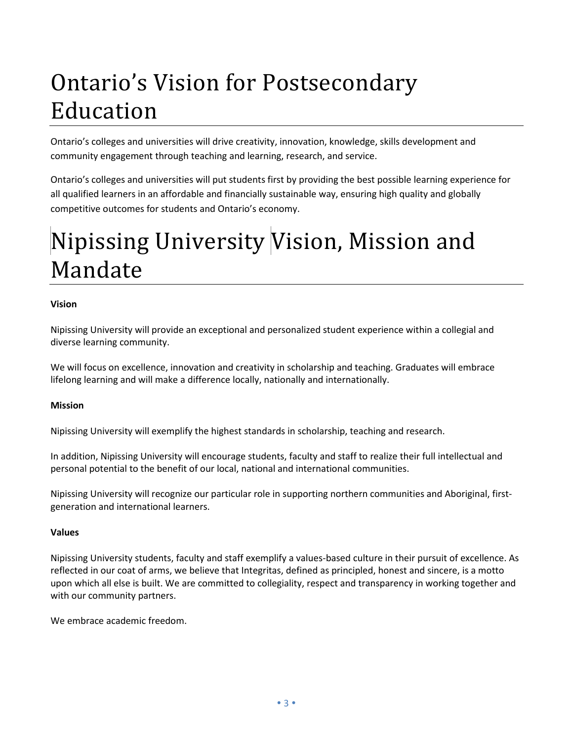# Ontario's Vision for Postsecondary Education

Ontario's colleges and universities will drive creativity, innovation, knowledge, skills development and community engagement through teaching and learning, research, and service.

Ontario's colleges and universities will put students first by providing the best possible learning experience for all qualified learners in an affordable and financially sustainable way, ensuring high quality and globally competitive outcomes for students and Ontario's economy.

# Nipissing University Vision, Mission and Mandate

**Vision**

Nipissing University will provide an exceptional and personalized student experience within a collegial and diverse learning community.

We will focus on excellence, innovation and creativity in scholarship and teaching. Graduates will embrace lifelong learning and will make a difference locally, nationally and internationally.

**Mission**

Nipissing University will exemplify the highest standards in scholarship, teaching and research.

In addition, Nipissing University will encourage students, faculty and staff to realize their full intellectual and personal potential to the benefit of our local, national and international communities.

Nipissing University will recognize our particular role in supporting northern communities and Aboriginal, first-generation and international learners.

**Values**

Nipissing University students, faculty and staff exemplify a values-based culture in their pursuit of excellence. As reflected in our coat of arms, we believe that Integritas, defined as principled, honest and sincere, is a motto upon which all else is built. We are committed to collegiality, respect and transparency in working together and with our community partners.

We embrace academic freedom.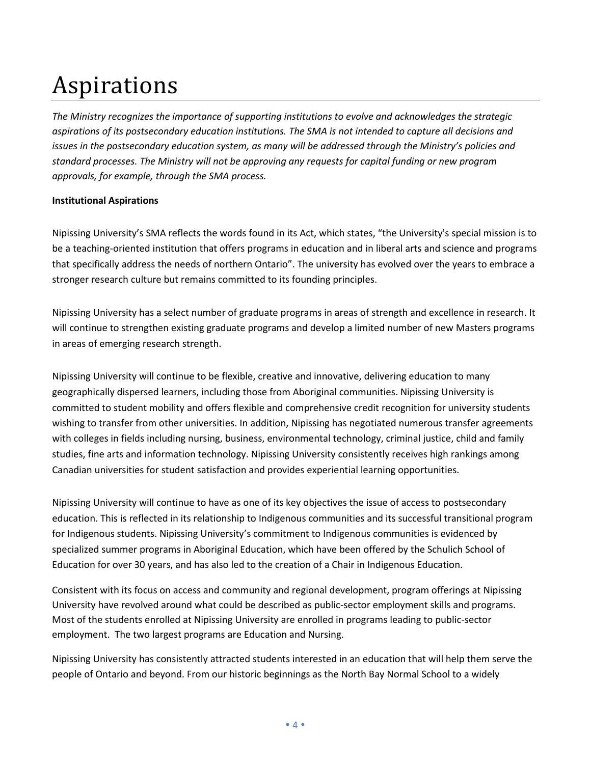# Aspirations

*The Ministry recognizes the importance of supporting institutions to evolve and acknowledges the strategic aspirations of its postsecondary education institutions. The SMA is not intended to capture all decisions and issues in the postsecondary education system, as many will be addressed through the Ministry's policies and standard processes. The Ministry will not be approving any requests for capital funding or new program approvals, for example, through the SMA process.*

**Institutional Aspirations**

Nipissing University's SMA reflects the words found in its Act, which states, "the University's special mission is to be a teaching-oriented institution that offers programs in education and in liberal arts and science and programs that specifically address the needs of northern Ontario". The university has evolved over the years to embrace a stronger research culture but remains committed to its founding principles.

Nipissing University has a select number of graduate programs in areas of strength and excellence in research. It will continue to strengthen existing graduate programs and develop a limited number of new Masters programs in areas of emerging research strength.

Nipissing University will continue to be flexible, creative and innovative, delivering education to many geographically dispersed learners, including those from Aboriginal communities. Nipissing University is committed to student mobility and offers flexible and comprehensive credit recognition for university students wishing to transfer from other universities. In addition, Nipissing has negotiated numerous transfer agreements with colleges in fields including nursing, business, environmental technology, criminal justice, child and family studies, fine arts and information technology. Nipissing University consistently receives high rankings among Canadian universities for student satisfaction and provides experiential learning opportunities.

Nipissing University will continue to have as one of its key objectives the issue of access to postsecondary education. This is reflected in its relationship to Indigenous communities and its successful transitional program for Indigenous students. Nipissing University's commitment to Indigenous communities is evidenced by specialized summer programs in Aboriginal Education, which have been offered by the Schulich School of Education for over 30 years, and has also led to the creation of a Chair in Indigenous Education.

Consistent with its focus on access and community and regional development, program offerings at Nipissing University have revolved around what could be described as public-sector employment skills and programs. Most of the students enrolled at Nipissing University are enrolled in programs leading to public-sector employment. The two largest programs are Education and Nursing.

Nipissing University has consistently attracted students interested in an education that will help them serve the people of Ontario and beyond. From our historic beginnings as the North Bay Normal School to a widely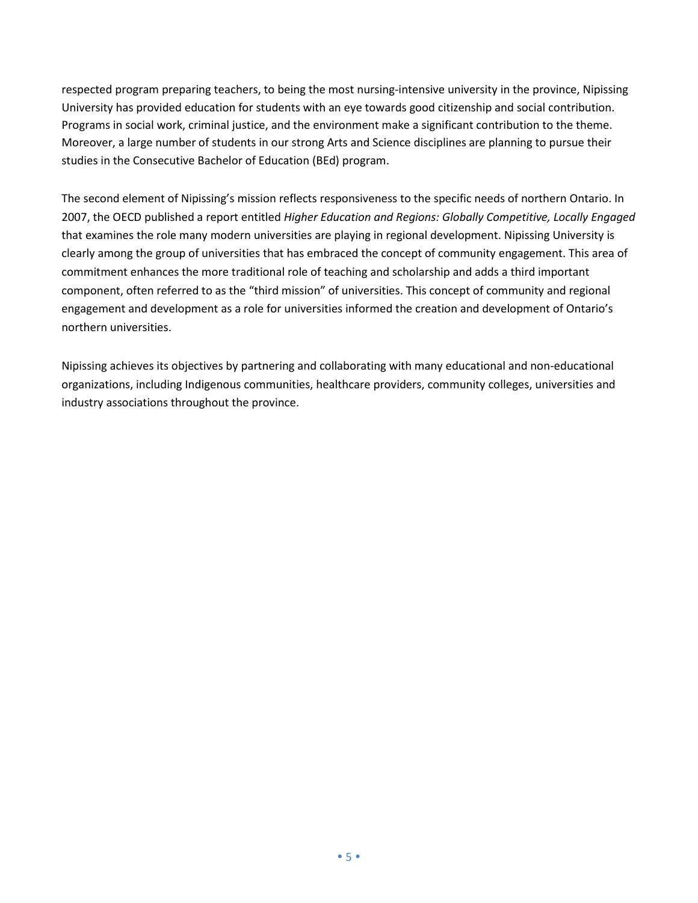respected program preparing teachers, to being the most nursing-intensive university in the province, Nipissing University has provided education for students with an eye towards good citizenship and social contribution. Programs in social work, criminal justice, and the environment make a significant contribution to the theme. Moreover, a large number of students in our strong Arts and Science disciplines are planning to pursue their studies in the Consecutive Bachelor of Education (BEd) program.

The second element of Nipissing's mission reflects responsiveness to the specific needs of northern Ontario. In 2007, the OECD published a report entitled *Higher Education and Regions: Globally Competitive, Locally Engaged* that examines the role many modern universities are playing in regional development. Nipissing University is clearly among the group of universities that has embraced the concept of community engagement. This area of commitment enhances the more traditional role of teaching and scholarship and adds a third important component, often referred to as the "third mission" of universities. This concept of community and regional engagement and development as a role for universities informed the creation and development of Ontario's northern universities.

Nipissing achieves its objectives by partnering and collaborating with many educational and non-educational organizations, including Indigenous communities, healthcare providers, community colleges, universities and industry associations throughout the province.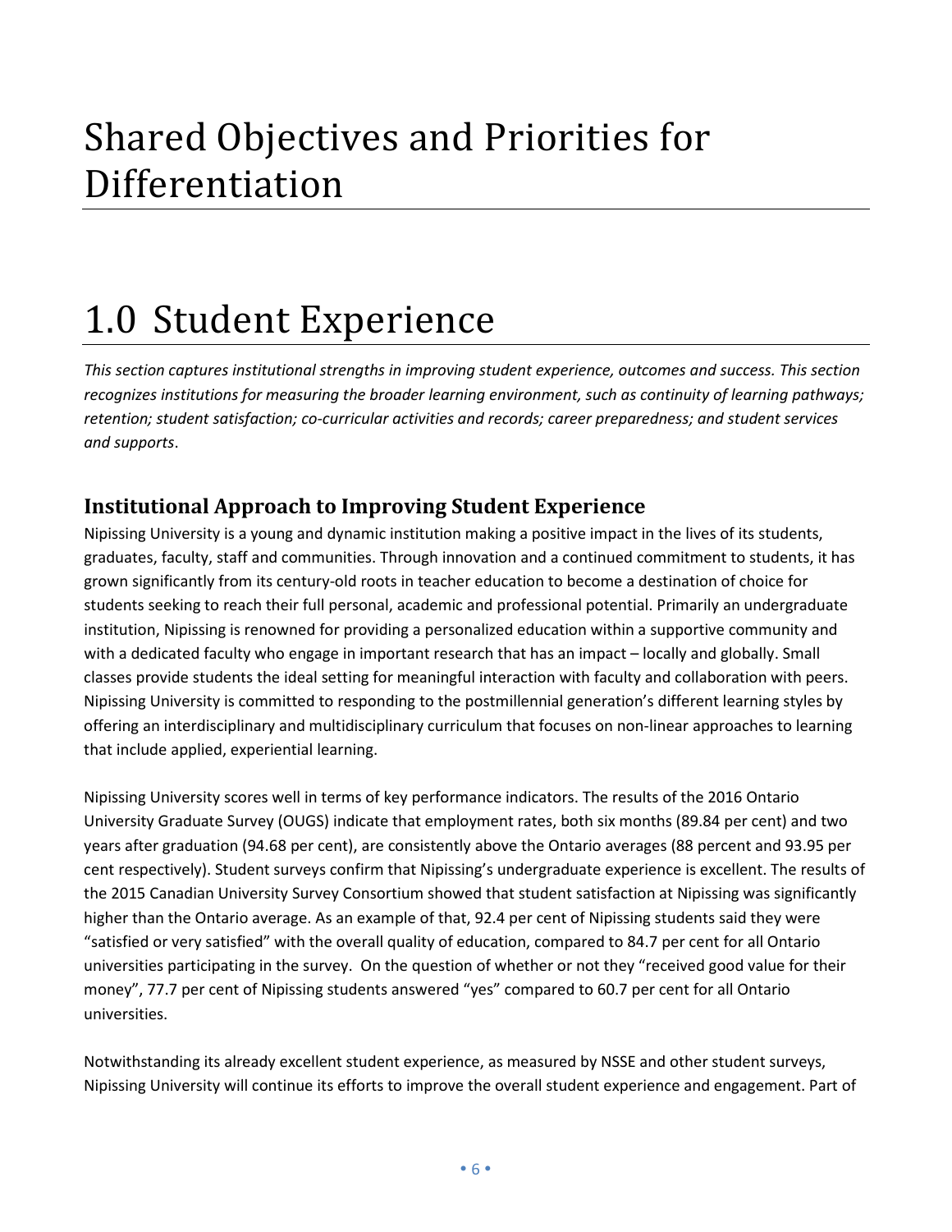# Shared Objectives and Priorities for Differentiation

# 1.0 Student Experience

*This section captures institutional strengths in improving student experience, outcomes and success. This section recognizes institutions for measuring the broader learning environment, such as continuity of learning pathways; retention; student satisfaction; co-curricular activities and records; career preparedness; and student services and supports.*

## Institutional Approach to Improving Student Experience

Nipissing University is a young and dynamic institution making a positive impact in the lives of its students, graduates, faculty, staff and communities. Through innovation and a continued commitment to students, it has grown significantly from its century-old roots in teacher education to become a destination of choice for students seeking to reach their full personal, academic and professional potential. Primarily an undergraduate institution, Nipissing is renowned for providing a personalized education within a supportive community and with a dedicated faculty who engage in important research that has an impact – locally and globally. Small classes provide students the ideal setting for meaningful interaction with faculty and collaboration with peers. Nipissing University is committed to responding to the postmillennial generation's different learning styles by offering an interdisciplinary and multidisciplinary curriculum that focuses on non-linear approaches to learning that include applied, experiential learning.

Nipissing University scores well in terms of key performance indicators. The results of the 2016 Ontario University Graduate Survey (OUGS) indicate that employment rates, both six months (89.84 per cent) and two years after graduation (94.68 per cent), are consistently above the Ontario averages (88 percent and 93.95 per cent respectively). Student surveys confirm that Nipissing's undergraduate experience is excellent. The results of the 2015 Canadian University Survey Consortium showed that student satisfaction at Nipissing was significantly higher than the Ontario average. As an example of that, 92.4 per cent of Nipissing students said they were "satisfied or very satisfied" with the overall quality of education, compared to 84.7 per cent for all Ontario universities participating in the survey. On the question of whether or not they "received good value for their money", 77.7 per cent of Nipissing students answered "yes" compared to 60.7 per cent for all Ontario universities.

Notwithstanding its already excellent student experience, as measured by NSSE and other student surveys, Nipissing University will continue its efforts to improve the overall student experience and engagement. Part of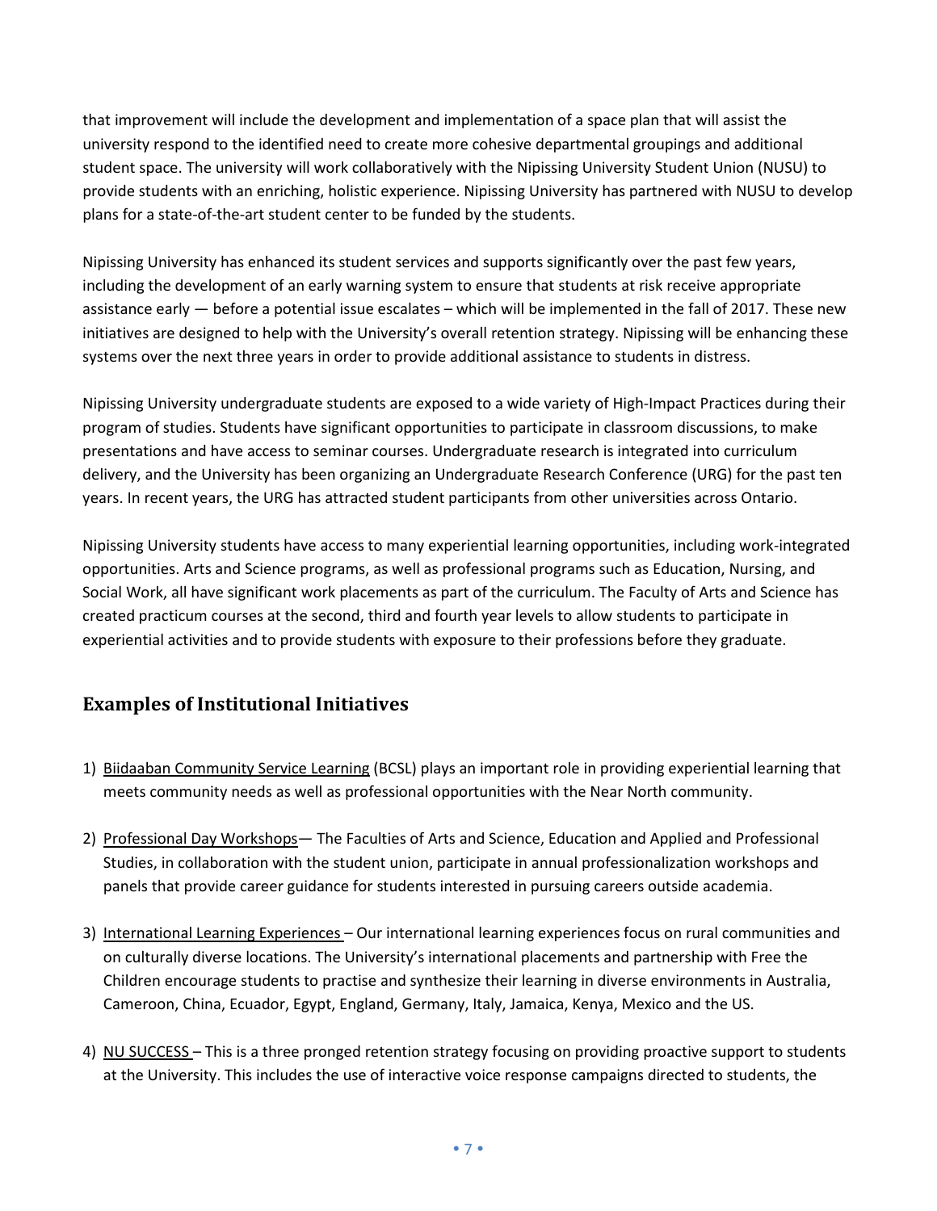that improvement will include the development and implementation of a space plan that will assist the university respond to the identified need to create more cohesive departmental groupings and additional student space. The university will work collaboratively with the Nipissing University Student Union (NUSU) to provide students with an enriching, holistic experience. Nipissing University has partnered with NUSU to develop plans for a state-of-the-art student center to be funded by the students.

Nipissing University has enhanced its student services and supports significantly over the past few years, including the development of an early warning system to ensure that students at risk receive appropriate assistance early — before a potential issue escalates – which will be implemented in the fall of 2017. These new initiatives are designed to help with the University's overall retention strategy. Nipissing will be enhancing these systems over the next three years in order to provide additional assistance to students in distress.

Nipissing University undergraduate students are exposed to a wide variety of High-Impact Practices during their program of studies. Students have significant opportunities to participate in classroom discussions, to make presentations and have access to seminar courses. Undergraduate research is integrated into curriculum delivery, and the University has been organizing an Undergraduate Research Conference (URG) for the past ten years. In recent years, the URG has attracted student participants from other universities across Ontario.

Nipissing University students have access to many experiential learning opportunities, including work-integrated opportunities. Arts and Science programs, as well as professional programs such as Education, Nursing, and Social Work, all have significant work placements as part of the curriculum. The Faculty of Arts and Science has created practicum courses at the second, third and fourth year levels to allow students to participate in experiential activities and to provide students with exposure to their professions before they graduate.

## Examples of Institutional Initiatives

1) Biidaaban Community Service Learning (BCSL) plays an important role in providing experiential learning that meets community needs as well as professional opportunities with the Near North community.

2) Professional Day Workshops— The Faculties of Arts and Science, Education and Applied and Professional Studies, in collaboration with the student union, participate in annual professionalization workshops and panels that provide career guidance for students interested in pursuing careers outside academia.

3) International Learning Experiences – Our international learning experiences focus on rural communities and on culturally diverse locations. The University's international placements and partnership with Free the Children encourage students to practise and synthesize their learning in diverse environments in Australia, Cameroon, China, Ecuador, Egypt, England, Germany, Italy, Jamaica, Kenya, Mexico and the US.

4) NU SUCCESS – This is a three pronged retention strategy focusing on providing proactive support to students at the University. This includes the use of interactive voice response campaigns directed to students, the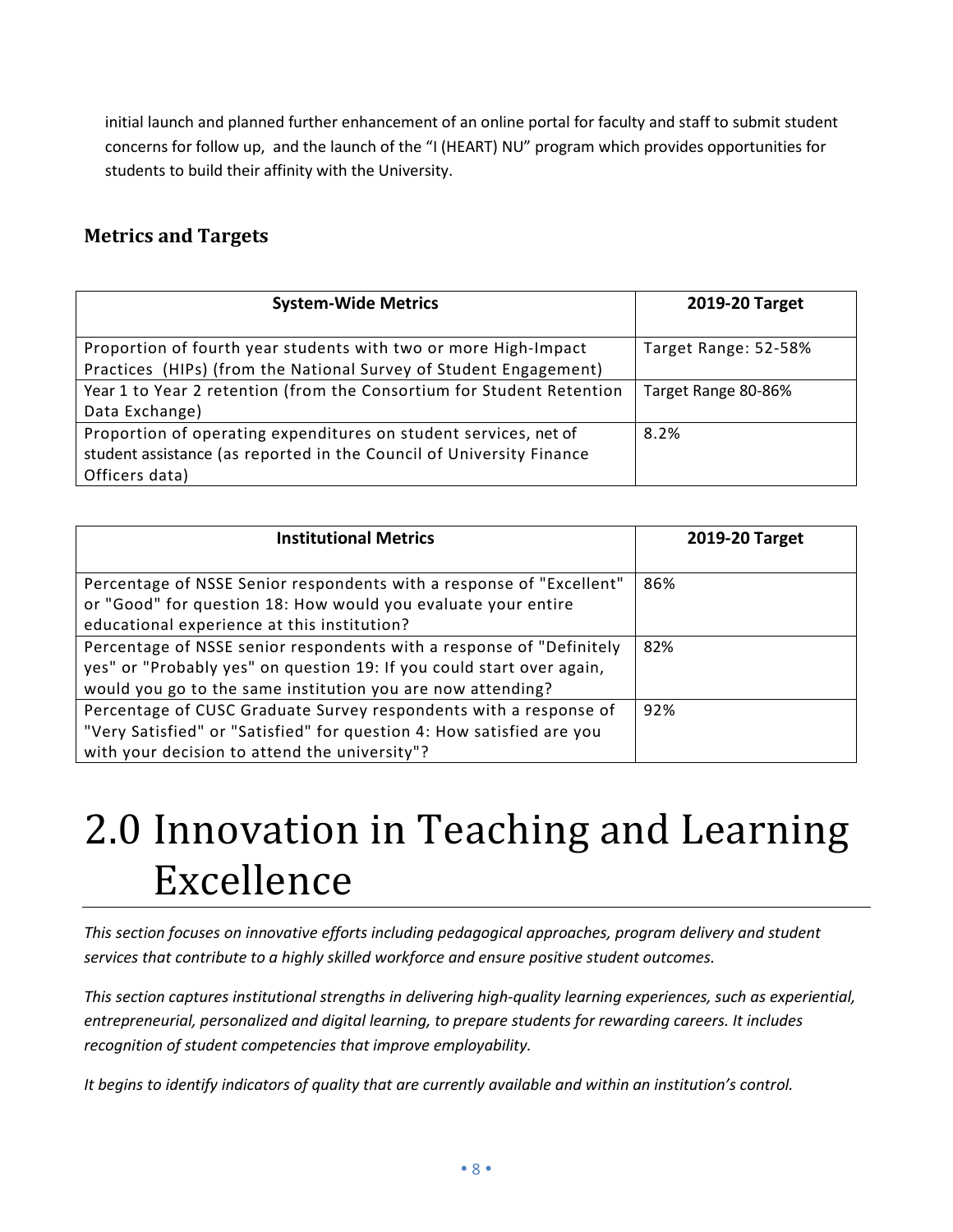initial launch and planned further enhancement of an online portal for faculty and staff to submit student concerns for follow up, and the launch of the "I (HEART) NU" program which provides opportunities for students to build their affinity with the University.

### Metrics and Targets

| System-Wide Metrics | 2019-20 Target |
|---|---|
| Proportion of fourth year students with two or more High-Impact Practices (HIPs) (from the National Survey of Student Engagement) | Target Range: 52-58% |
| Year 1 to Year 2 retention (from the Consortium for Student Retention Data Exchange) | Target Range 80-86% |
| Proportion of operating expenditures on student services, net of student assistance (as reported in the Council of University Finance Officers data) | 8.2% |

| Institutional Metrics | 2019-20 Target |
|---|---|
| Percentage of NSSE Senior respondents with a response of "Excellent" or "Good" for question 18: How would you evaluate your entire educational experience at this institution? | 86% |
| Percentage of NSSE senior respondents with a response of "Definitely yes" or "Probably yes" on question 19: If you could start over again, would you go to the same institution you are now attending? | 82% |
| Percentage of CUSC Graduate Survey respondents with a response of "Very Satisfied" or "Satisfied" for question 4: How satisfied are you with your decision to attend the university"? | 92% |

# 2.0 Innovation in Teaching and Learning Excellence

*This section focuses on innovative efforts including pedagogical approaches, program delivery and student services that contribute to a highly skilled workforce and ensure positive student outcomes.*

*This section captures institutional strengths in delivering high-quality learning experiences, such as experiential, entrepreneurial, personalized and digital learning, to prepare students for rewarding careers. It includes recognition of student competencies that improve employability.*

*It begins to identify indicators of quality that are currently available and within an institution's control.*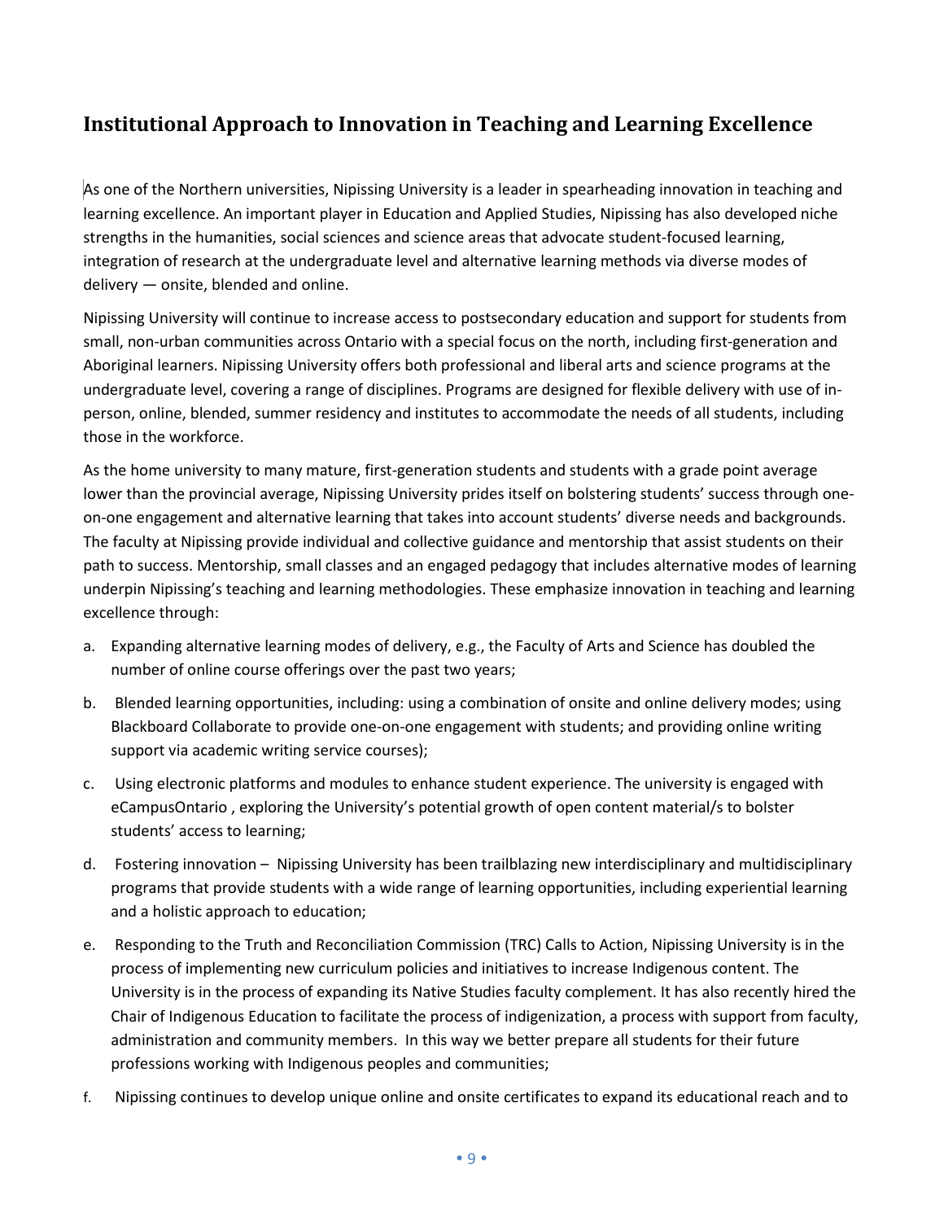## Institutional Approach to Innovation in Teaching and Learning Excellence

As one of the Northern universities, Nipissing University is a leader in spearheading innovation in teaching and learning excellence. An important player in Education and Applied Studies, Nipissing has also developed niche strengths in the humanities, social sciences and science areas that advocate student-focused learning, integration of research at the undergraduate level and alternative learning methods via diverse modes of delivery — onsite, blended and online.

Nipissing University will continue to increase access to postsecondary education and support for students from small, non-urban communities across Ontario with a special focus on the north, including first-generation and Aboriginal learners. Nipissing University offers both professional and liberal arts and science programs at the undergraduate level, covering a range of disciplines. Programs are designed for flexible delivery with use of in-person, online, blended, summer residency and institutes to accommodate the needs of all students, including those in the workforce.

As the home university to many mature, first-generation students and students with a grade point average lower than the provincial average, Nipissing University prides itself on bolstering students' success through one-on-one engagement and alternative learning that takes into account students' diverse needs and backgrounds. The faculty at Nipissing provide individual and collective guidance and mentorship that assist students on their path to success. Mentorship, small classes and an engaged pedagogy that includes alternative modes of learning underpin Nipissing's teaching and learning methodologies. These emphasize innovation in teaching and learning excellence through:

a. Expanding alternative learning modes of delivery, e.g., the Faculty of Arts and Science has doubled the number of online course offerings over the past two years;

b. Blended learning opportunities, including: using a combination of onsite and online delivery modes; using Blackboard Collaborate to provide one-on-one engagement with students; and providing online writing support via academic writing service courses);

c. Using electronic platforms and modules to enhance student experience. The university is engaged with eCampusOntario , exploring the University's potential growth of open content material/s to bolster students' access to learning;

d. Fostering innovation – Nipissing University has been trailblazing new interdisciplinary and multidisciplinary programs that provide students with a wide range of learning opportunities, including experiential learning and a holistic approach to education;

e. Responding to the Truth and Reconciliation Commission (TRC) Calls to Action, Nipissing University is in the process of implementing new curriculum policies and initiatives to increase Indigenous content. The University is in the process of expanding its Native Studies faculty complement. It has also recently hired the Chair of Indigenous Education to facilitate the process of indigenization, a process with support from faculty, administration and community members. In this way we better prepare all students for their future professions working with Indigenous peoples and communities;

f. Nipissing continues to develop unique online and onsite certificates to expand its educational reach and to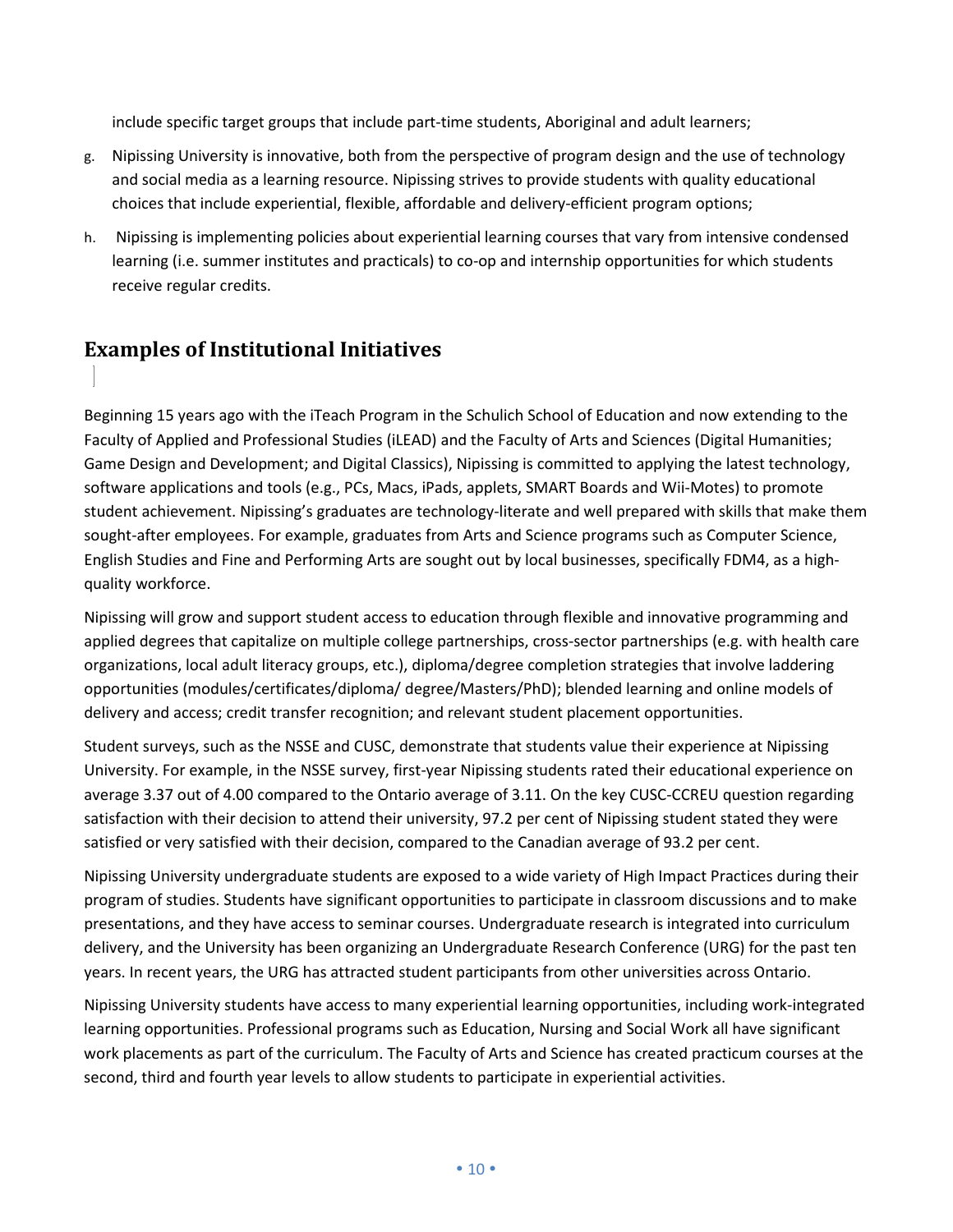include specific target groups that include part-time students, Aboriginal and adult learners;

g. Nipissing University is innovative, both from the perspective of program design and the use of technology and social media as a learning resource. Nipissing strives to provide students with quality educational choices that include experiential, flexible, affordable and delivery-efficient program options;

h. Nipissing is implementing policies about experiential learning courses that vary from intensive condensed learning (i.e. summer institutes and practicals) to co-op and internship opportunities for which students receive regular credits.

## Examples of Institutional Initiatives

Beginning 15 years ago with the iTeach Program in the Schulich School of Education and now extending to the Faculty of Applied and Professional Studies (iLEAD) and the Faculty of Arts and Sciences (Digital Humanities; Game Design and Development; and Digital Classics), Nipissing is committed to applying the latest technology, software applications and tools (e.g., PCs, Macs, iPads, applets, SMART Boards and Wii-Motes) to promote student achievement. Nipissing's graduates are technology-literate and well prepared with skills that make them sought-after employees. For example, graduates from Arts and Science programs such as Computer Science, English Studies and Fine and Performing Arts are sought out by local businesses, specifically FDM4, as a high-quality workforce.

Nipissing will grow and support student access to education through flexible and innovative programming and applied degrees that capitalize on multiple college partnerships, cross-sector partnerships (e.g. with health care organizations, local adult literacy groups, etc.), diploma/degree completion strategies that involve laddering opportunities (modules/certificates/diploma/ degree/Masters/PhD); blended learning and online models of delivery and access; credit transfer recognition; and relevant student placement opportunities.

Student surveys, such as the NSSE and CUSC, demonstrate that students value their experience at Nipissing University. For example, in the NSSE survey, first-year Nipissing students rated their educational experience on average 3.37 out of 4.00 compared to the Ontario average of 3.11. On the key CUSC-CCREU question regarding satisfaction with their decision to attend their university, 97.2 per cent of Nipissing student stated they were satisfied or very satisfied with their decision, compared to the Canadian average of 93.2 per cent.

Nipissing University undergraduate students are exposed to a wide variety of High Impact Practices during their program of studies. Students have significant opportunities to participate in classroom discussions and to make presentations, and they have access to seminar courses. Undergraduate research is integrated into curriculum delivery, and the University has been organizing an Undergraduate Research Conference (URG) for the past ten years. In recent years, the URG has attracted student participants from other universities across Ontario.

Nipissing University students have access to many experiential learning opportunities, including work-integrated learning opportunities. Professional programs such as Education, Nursing and Social Work all have significant work placements as part of the curriculum. The Faculty of Arts and Science has created practicum courses at the second, third and fourth year levels to allow students to participate in experiential activities.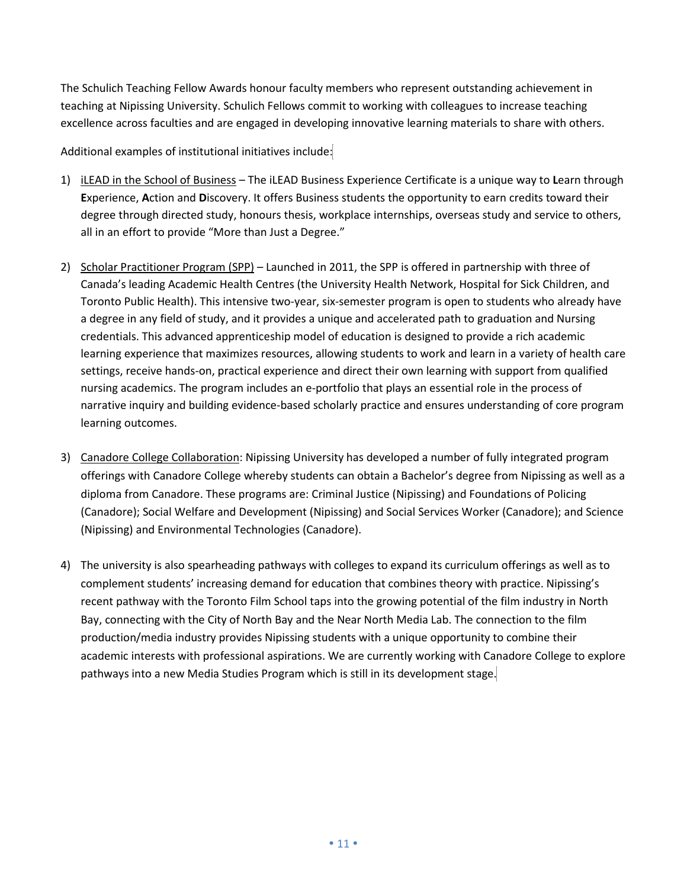The Schulich Teaching Fellow Awards honour faculty members who represent outstanding achievement in teaching at Nipissing University. Schulich Fellows commit to working with colleagues to increase teaching excellence across faculties and are engaged in developing innovative learning materials to share with others.

Additional examples of institutional initiatives include:

1) iLEAD in the School of Business – The iLEAD Business Experience Certificate is a unique way to **L**earn through **E**xperience, **A**ction and **D**iscovery. It offers Business students the opportunity to earn credits toward their degree through directed study, honours thesis, workplace internships, overseas study and service to others, all in an effort to provide "More than Just a Degree."

2) Scholar Practitioner Program (SPP) – Launched in 2011, the SPP is offered in partnership with three of Canada's leading Academic Health Centres (the University Health Network, Hospital for Sick Children, and Toronto Public Health). This intensive two-year, six-semester program is open to students who already have a degree in any field of study, and it provides a unique and accelerated path to graduation and Nursing credentials. This advanced apprenticeship model of education is designed to provide a rich academic learning experience that maximizes resources, allowing students to work and learn in a variety of health care settings, receive hands-on, practical experience and direct their own learning with support from qualified nursing academics. The program includes an e-portfolio that plays an essential role in the process of narrative inquiry and building evidence-based scholarly practice and ensures understanding of core program learning outcomes.

3) Canadore College Collaboration: Nipissing University has developed a number of fully integrated program offerings with Canadore College whereby students can obtain a Bachelor's degree from Nipissing as well as a diploma from Canadore. These programs are: Criminal Justice (Nipissing) and Foundations of Policing (Canadore); Social Welfare and Development (Nipissing) and Social Services Worker (Canadore); and Science (Nipissing) and Environmental Technologies (Canadore).

4) The university is also spearheading pathways with colleges to expand its curriculum offerings as well as to complement students' increasing demand for education that combines theory with practice. Nipissing's recent pathway with the Toronto Film School taps into the growing potential of the film industry in North Bay, connecting with the City of North Bay and the Near North Media Lab. The connection to the film production/media industry provides Nipissing students with a unique opportunity to combine their academic interests with professional aspirations. We are currently working with Canadore College to explore pathways into a new Media Studies Program which is still in its development stage.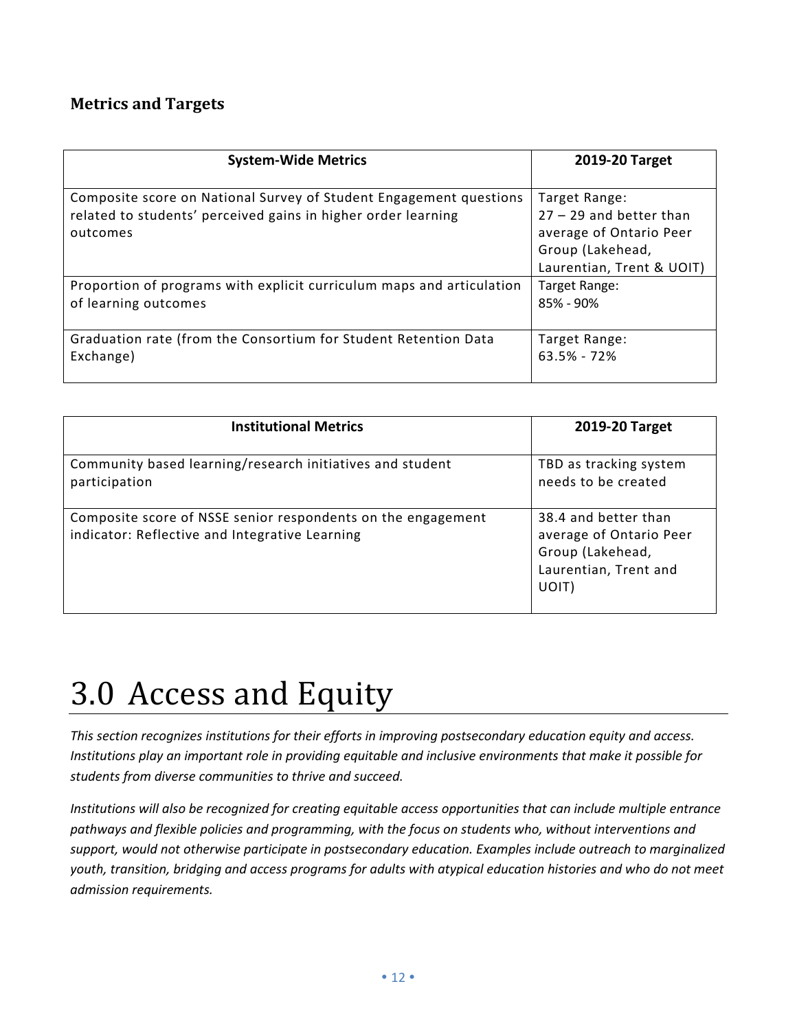### Metrics and Targets

| System-Wide Metrics | 2019-20 Target |
| --- | --- |
| Composite score on National Survey of Student Engagement questions related to students' perceived gains in higher order learning outcomes | Target Range: 27 – 29 and better than average of Ontario Peer Group (Lakehead, Laurentian, Trent & UOIT) |
| Proportion of programs with explicit curriculum maps and articulation of learning outcomes | Target Range: 85% - 90% |
| Graduation rate (from the Consortium for Student Retention Data Exchange) | Target Range: 63.5% - 72% |

| Institutional Metrics | 2019-20 Target |
| --- | --- |
| Community based learning/research initiatives and student participation | TBD as tracking system needs to be created |
| Composite score of NSSE senior respondents on the engagement indicator: Reflective and Integrative Learning | 38.4 and better than average of Ontario Peer Group (Lakehead, Laurentian, Trent and UOIT) |

# 3.0 Access and Equity

*This section recognizes institutions for their efforts in improving postsecondary education equity and access. Institutions play an important role in providing equitable and inclusive environments that make it possible for students from diverse communities to thrive and succeed.*

*Institutions will also be recognized for creating equitable access opportunities that can include multiple entrance pathways and flexible policies and programming, with the focus on students who, without interventions and support, would not otherwise participate in postsecondary education. Examples include outreach to marginalized youth, transition, bridging and access programs for adults with atypical education histories and who do not meet admission requirements.*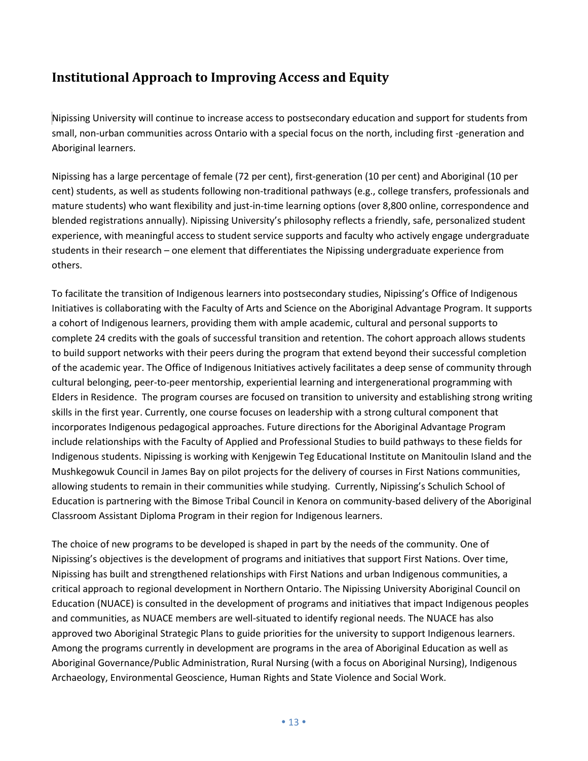## Institutional Approach to Improving Access and Equity

Nipissing University will continue to increase access to postsecondary education and support for students from small, non-urban communities across Ontario with a special focus on the north, including first -generation and Aboriginal learners.

Nipissing has a large percentage of female (72 per cent), first-generation (10 per cent) and Aboriginal (10 per cent) students, as well as students following non-traditional pathways (e.g., college transfers, professionals and mature students) who want flexibility and just-in-time learning options (over 8,800 online, correspondence and blended registrations annually). Nipissing University's philosophy reflects a friendly, safe, personalized student experience, with meaningful access to student service supports and faculty who actively engage undergraduate students in their research – one element that differentiates the Nipissing undergraduate experience from others.

To facilitate the transition of Indigenous learners into postsecondary studies, Nipissing's Office of Indigenous Initiatives is collaborating with the Faculty of Arts and Science on the Aboriginal Advantage Program. It supports a cohort of Indigenous learners, providing them with ample academic, cultural and personal supports to complete 24 credits with the goals of successful transition and retention. The cohort approach allows students to build support networks with their peers during the program that extend beyond their successful completion of the academic year. The Office of Indigenous Initiatives actively facilitates a deep sense of community through cultural belonging, peer-to-peer mentorship, experiential learning and intergenerational programming with Elders in Residence. The program courses are focused on transition to university and establishing strong writing skills in the first year. Currently, one course focuses on leadership with a strong cultural component that incorporates Indigenous pedagogical approaches. Future directions for the Aboriginal Advantage Program include relationships with the Faculty of Applied and Professional Studies to build pathways to these fields for Indigenous students. Nipissing is working with Kenjgewin Teg Educational Institute on Manitoulin Island and the Mushkegowuk Council in James Bay on pilot projects for the delivery of courses in First Nations communities, allowing students to remain in their communities while studying. Currently, Nipissing's Schulich School of Education is partnering with the Bimose Tribal Council in Kenora on community-based delivery of the Aboriginal Classroom Assistant Diploma Program in their region for Indigenous learners.

The choice of new programs to be developed is shaped in part by the needs of the community. One of Nipissing's objectives is the development of programs and initiatives that support First Nations. Over time, Nipissing has built and strengthened relationships with First Nations and urban Indigenous communities, a critical approach to regional development in Northern Ontario. The Nipissing University Aboriginal Council on Education (NUACE) is consulted in the development of programs and initiatives that impact Indigenous peoples and communities, as NUACE members are well-situated to identify regional needs. The NUACE has also approved two Aboriginal Strategic Plans to guide priorities for the university to support Indigenous learners. Among the programs currently in development are programs in the area of Aboriginal Education as well as Aboriginal Governance/Public Administration, Rural Nursing (with a focus on Aboriginal Nursing), Indigenous Archaeology, Environmental Geoscience, Human Rights and State Violence and Social Work.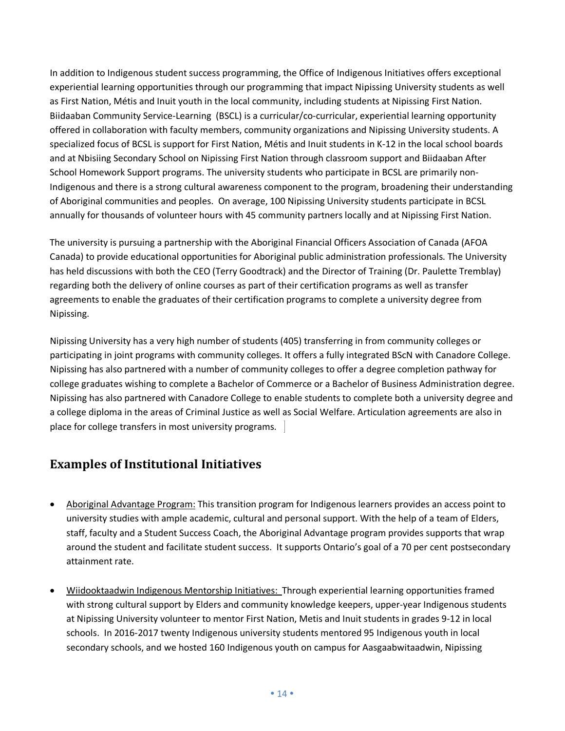In addition to Indigenous student success programming, the Office of Indigenous Initiatives offers exceptional experiential learning opportunities through our programming that impact Nipissing University students as well as First Nation, Métis and Inuit youth in the local community, including students at Nipissing First Nation. Biidaaban Community Service-Learning (BSCL) is a curricular/co-curricular, experiential learning opportunity offered in collaboration with faculty members, community organizations and Nipissing University students. A specialized focus of BCSL is support for First Nation, Métis and Inuit students in K-12 in the local school boards and at Nbisiing Secondary School on Nipissing First Nation through classroom support and Biidaaban After School Homework Support programs. The university students who participate in BCSL are primarily non-Indigenous and there is a strong cultural awareness component to the program, broadening their understanding of Aboriginal communities and peoples. On average, 100 Nipissing University students participate in BCSL annually for thousands of volunteer hours with 45 community partners locally and at Nipissing First Nation.

The university is pursuing a partnership with the Aboriginal Financial Officers Association of Canada (AFOA Canada) to provide educational opportunities for Aboriginal public administration professionals. The University has held discussions with both the CEO (Terry Goodtrack) and the Director of Training (Dr. Paulette Tremblay) regarding both the delivery of online courses as part of their certification programs as well as transfer agreements to enable the graduates of their certification programs to complete a university degree from Nipissing.

Nipissing University has a very high number of students (405) transferring in from community colleges or participating in joint programs with community colleges. It offers a fully integrated BScN with Canadore College. Nipissing has also partnered with a number of community colleges to offer a degree completion pathway for college graduates wishing to complete a Bachelor of Commerce or a Bachelor of Business Administration degree. Nipissing has also partnered with Canadore College to enable students to complete both a university degree and a college diploma in the areas of Criminal Justice as well as Social Welfare. Articulation agreements are also in place for college transfers in most university programs.

## Examples of Institutional Initiatives

- Aboriginal Advantage Program: This transition program for Indigenous learners provides an access point to university studies with ample academic, cultural and personal support. With the help of a team of Elders, staff, faculty and a Student Success Coach, the Aboriginal Advantage program provides supports that wrap around the student and facilitate student success. It supports Ontario's goal of a 70 per cent postsecondary attainment rate.

- Wiidooktaadwin Indigenous Mentorship Initiatives: Through experiential learning opportunities framed with strong cultural support by Elders and community knowledge keepers, upper-year Indigenous students at Nipissing University volunteer to mentor First Nation, Metis and Inuit students in grades 9-12 in local schools. In 2016-2017 twenty Indigenous university students mentored 95 Indigenous youth in local secondary schools, and we hosted 160 Indigenous youth on campus for Aasgaabwitaadwin, Nipissing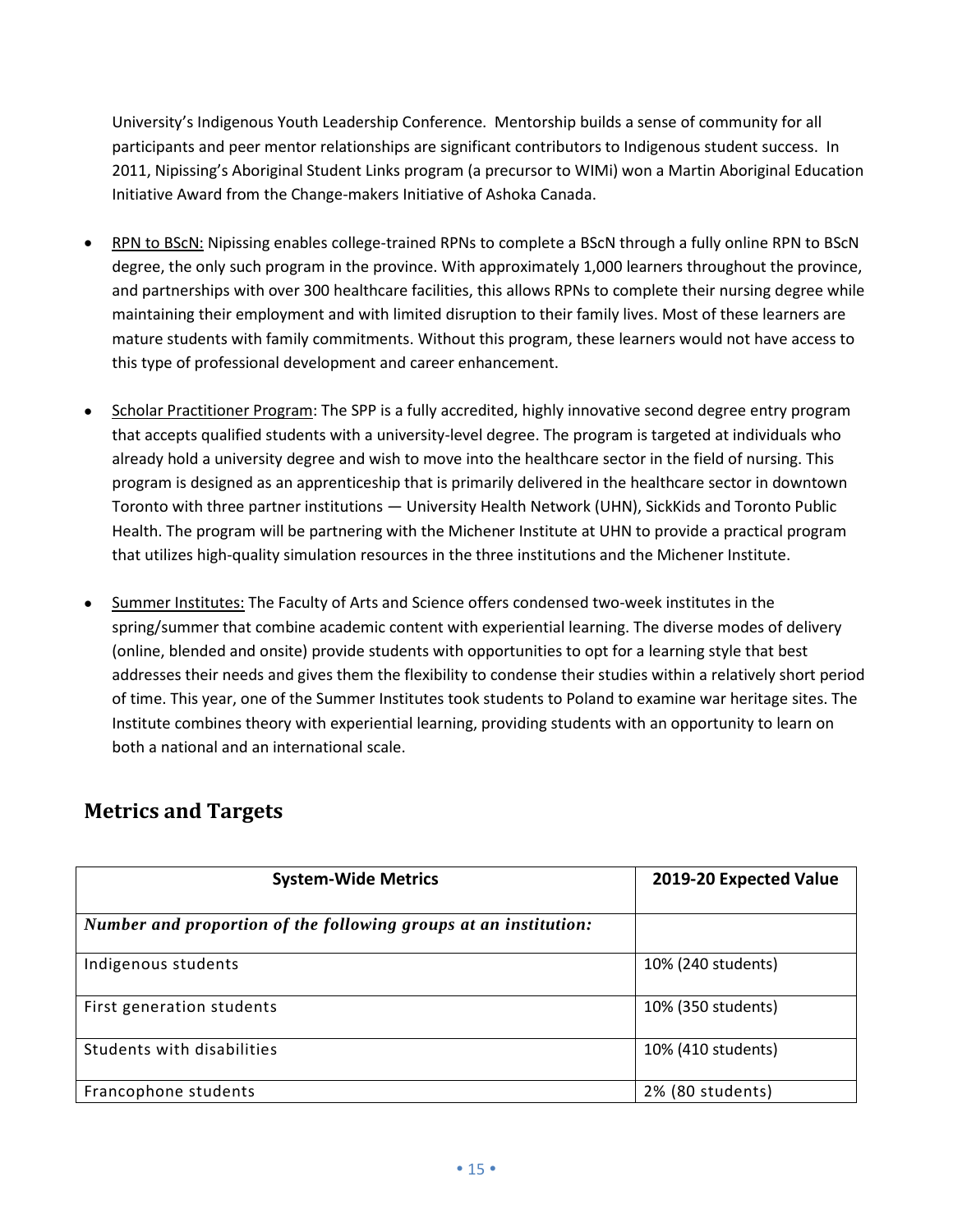University's Indigenous Youth Leadership Conference. Mentorship builds a sense of community for all participants and peer mentor relationships are significant contributors to Indigenous student success. In 2011, Nipissing's Aboriginal Student Links program (a precursor to WIMi) won a Martin Aboriginal Education Initiative Award from the Change-makers Initiative of Ashoka Canada.

- RPN to BScN: Nipissing enables college-trained RPNs to complete a BScN through a fully online RPN to BScN degree, the only such program in the province. With approximately 1,000 learners throughout the province, and partnerships with over 300 healthcare facilities, this allows RPNs to complete their nursing degree while maintaining their employment and with limited disruption to their family lives. Most of these learners are mature students with family commitments. Without this program, these learners would not have access to this type of professional development and career enhancement.

- Scholar Practitioner Program: The SPP is a fully accredited, highly innovative second degree entry program that accepts qualified students with a university-level degree. The program is targeted at individuals who already hold a university degree and wish to move into the healthcare sector in the field of nursing. This program is designed as an apprenticeship that is primarily delivered in the healthcare sector in downtown Toronto with three partner institutions — University Health Network (UHN), SickKids and Toronto Public Health. The program will be partnering with the Michener Institute at UHN to provide a practical program that utilizes high-quality simulation resources in the three institutions and the Michener Institute.

- Summer Institutes: The Faculty of Arts and Science offers condensed two-week institutes in the spring/summer that combine academic content with experiential learning. The diverse modes of delivery (online, blended and onsite) provide students with opportunities to opt for a learning style that best addresses their needs and gives them the flexibility to condense their studies within a relatively short period of time. This year, one of the Summer Institutes took students to Poland to examine war heritage sites. The Institute combines theory with experiential learning, providing students with an opportunity to learn on both a national and an international scale.

## Metrics and Targets

| System-Wide Metrics | 2019-20 Expected Value |
|---|---|
| ***Number and proportion of the following groups at an institution:*** | |
| Indigenous students | 10% (240 students) |
| First generation students | 10% (350 students) |
| Students with disabilities | 10% (410 students) |
| Francophone students | 2% (80 students) |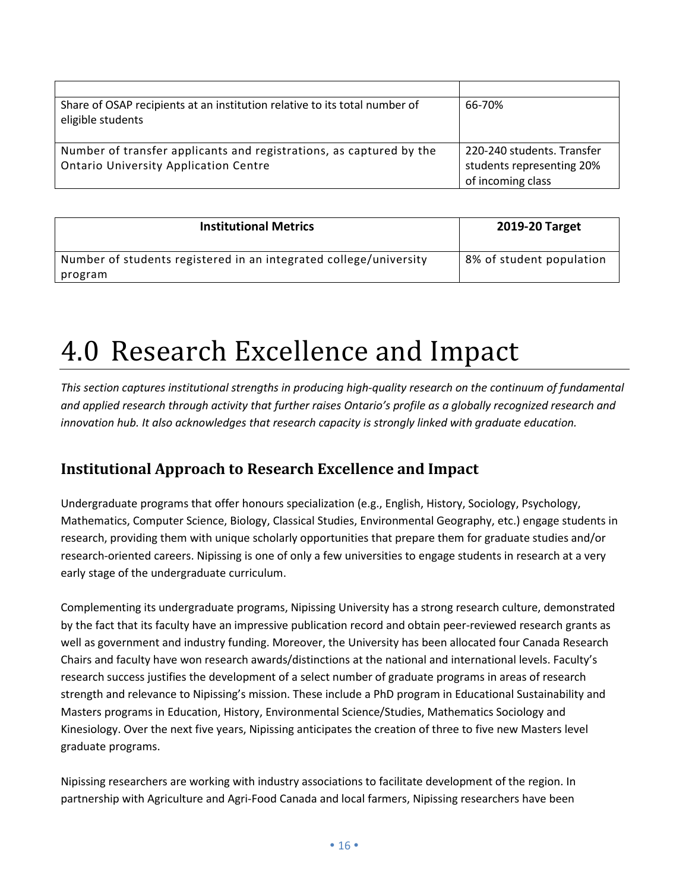| | |
|---|---|
| Share of OSAP recipients at an institution relative to its total number of eligible students | 66-70% |
| Number of transfer applicants and registrations, as captured by the Ontario University Application Centre | 220-240 students. Transfer students representing 20% of incoming class |

| Institutional Metrics | 2019-20 Target |
|---|---|
| Number of students registered in an integrated college/university program | 8% of student population |

# 4.0 Research Excellence and Impact

*This section captures institutional strengths in producing high-quality research on the continuum of fundamental and applied research through activity that further raises Ontario's profile as a globally recognized research and innovation hub. It also acknowledges that research capacity is strongly linked with graduate education.*

## Institutional Approach to Research Excellence and Impact

Undergraduate programs that offer honours specialization (e.g., English, History, Sociology, Psychology, Mathematics, Computer Science, Biology, Classical Studies, Environmental Geography, etc.) engage students in research, providing them with unique scholarly opportunities that prepare them for graduate studies and/or research-oriented careers. Nipissing is one of only a few universities to engage students in research at a very early stage of the undergraduate curriculum.

Complementing its undergraduate programs, Nipissing University has a strong research culture, demonstrated by the fact that its faculty have an impressive publication record and obtain peer-reviewed research grants as well as government and industry funding. Moreover, the University has been allocated four Canada Research Chairs and faculty have won research awards/distinctions at the national and international levels. Faculty's research success justifies the development of a select number of graduate programs in areas of research strength and relevance to Nipissing's mission. These include a PhD program in Educational Sustainability and Masters programs in Education, History, Environmental Science/Studies, Mathematics Sociology and Kinesiology. Over the next five years, Nipissing anticipates the creation of three to five new Masters level graduate programs.

Nipissing researchers are working with industry associations to facilitate development of the region. In partnership with Agriculture and Agri-Food Canada and local farmers, Nipissing researchers have been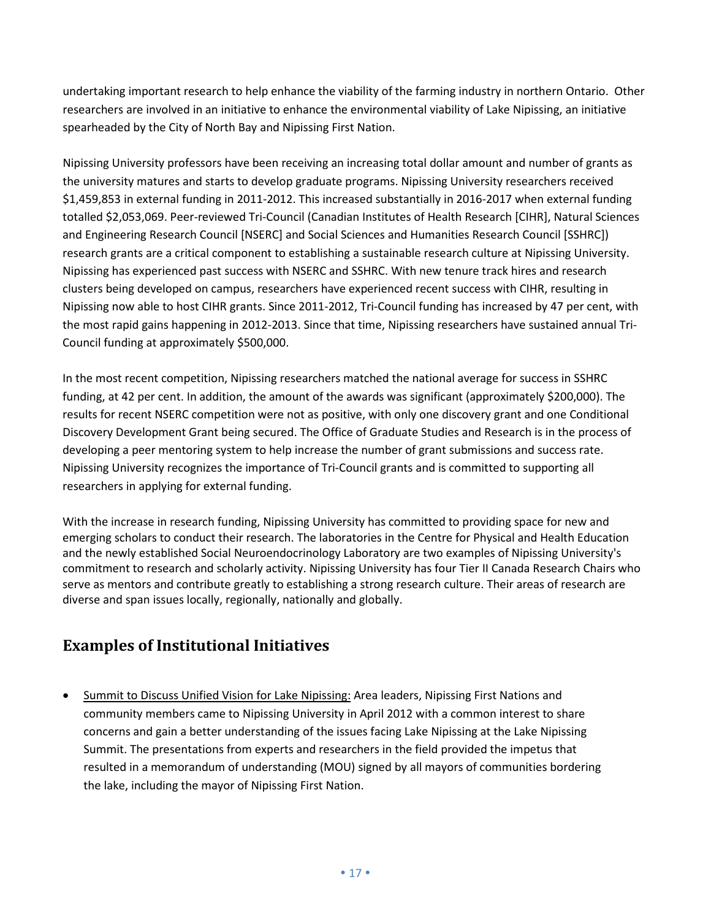undertaking important research to help enhance the viability of the farming industry in northern Ontario. Other researchers are involved in an initiative to enhance the environmental viability of Lake Nipissing, an initiative spearheaded by the City of North Bay and Nipissing First Nation.

Nipissing University professors have been receiving an increasing total dollar amount and number of grants as the university matures and starts to develop graduate programs. Nipissing University researchers received $1,459,853 in external funding in 2011-2012. This increased substantially in 2016-2017 when external funding totalled $2,053,069. Peer-reviewed Tri-Council (Canadian Institutes of Health Research [CIHR], Natural Sciences and Engineering Research Council [NSERC] and Social Sciences and Humanities Research Council [SSHRC]) research grants are a critical component to establishing a sustainable research culture at Nipissing University. Nipissing has experienced past success with NSERC and SSHRC. With new tenure track hires and research clusters being developed on campus, researchers have experienced recent success with CIHR, resulting in Nipissing now able to host CIHR grants. Since 2011-2012, Tri-Council funding has increased by 47 per cent, with the most rapid gains happening in 2012-2013. Since that time, Nipissing researchers have sustained annual Tri-Council funding at approximately $500,000.

In the most recent competition, Nipissing researchers matched the national average for success in SSHRC funding, at 42 per cent. In addition, the amount of the awards was significant (approximately $200,000). The results for recent NSERC competition were not as positive, with only one discovery grant and one Conditional Discovery Development Grant being secured. The Office of Graduate Studies and Research is in the process of developing a peer mentoring system to help increase the number of grant submissions and success rate. Nipissing University recognizes the importance of Tri-Council grants and is committed to supporting all researchers in applying for external funding.

With the increase in research funding, Nipissing University has committed to providing space for new and emerging scholars to conduct their research. The laboratories in the Centre for Physical and Health Education and the newly established Social Neuroendocrinology Laboratory are two examples of Nipissing University's commitment to research and scholarly activity. Nipissing University has four Tier II Canada Research Chairs who serve as mentors and contribute greatly to establishing a strong research culture. Their areas of research are diverse and span issues locally, regionally, nationally and globally.

## Examples of Institutional Initiatives

- Summit to Discuss Unified Vision for Lake Nipissing: Area leaders, Nipissing First Nations and community members came to Nipissing University in April 2012 with a common interest to share concerns and gain a better understanding of the issues facing Lake Nipissing at the Lake Nipissing Summit. The presentations from experts and researchers in the field provided the impetus that resulted in a memorandum of understanding (MOU) signed by all mayors of communities bordering the lake, including the mayor of Nipissing First Nation.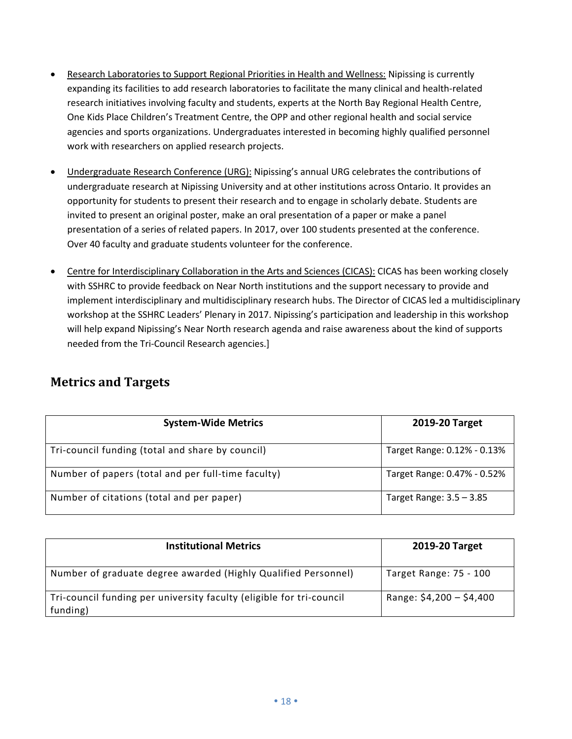- Research Laboratories to Support Regional Priorities in Health and Wellness: Nipissing is currently expanding its facilities to add research laboratories to facilitate the many clinical and health-related research initiatives involving faculty and students, experts at the North Bay Regional Health Centre, One Kids Place Children's Treatment Centre, the OPP and other regional health and social service agencies and sports organizations. Undergraduates interested in becoming highly qualified personnel work with researchers on applied research projects.

- Undergraduate Research Conference (URG): Nipissing's annual URG celebrates the contributions of undergraduate research at Nipissing University and at other institutions across Ontario. It provides an opportunity for students to present their research and to engage in scholarly debate. Students are invited to present an original poster, make an oral presentation of a paper or make a panel presentation of a series of related papers. In 2017, over 100 students presented at the conference. Over 40 faculty and graduate students volunteer for the conference.

- Centre for Interdisciplinary Collaboration in the Arts and Sciences (CICAS): CICAS has been working closely with SSHRC to provide feedback on Near North institutions and the support necessary to provide and implement interdisciplinary and multidisciplinary research hubs. The Director of CICAS led a multidisciplinary workshop at the SSHRC Leaders' Plenary in 2017. Nipissing's participation and leadership in this workshop will help expand Nipissing's Near North research agenda and raise awareness about the kind of supports needed from the Tri-Council Research agencies.]

## Metrics and Targets

| System-Wide Metrics | 2019-20 Target |
| --- | --- |
| Tri-council funding (total and share by council) | Target Range: 0.12% - 0.13% |
| Number of papers (total and per full-time faculty) | Target Range: 0.47% - 0.52% |
| Number of citations (total and per paper) | Target Range: 3.5 – 3.85 |

| Institutional Metrics | 2019-20 Target |
| --- | --- |
| Number of graduate degree awarded (Highly Qualified Personnel) | Target Range: 75 - 100 |
| Tri-council funding per university faculty (eligible for tri-council funding) | Range: $4,200 – $4,400 |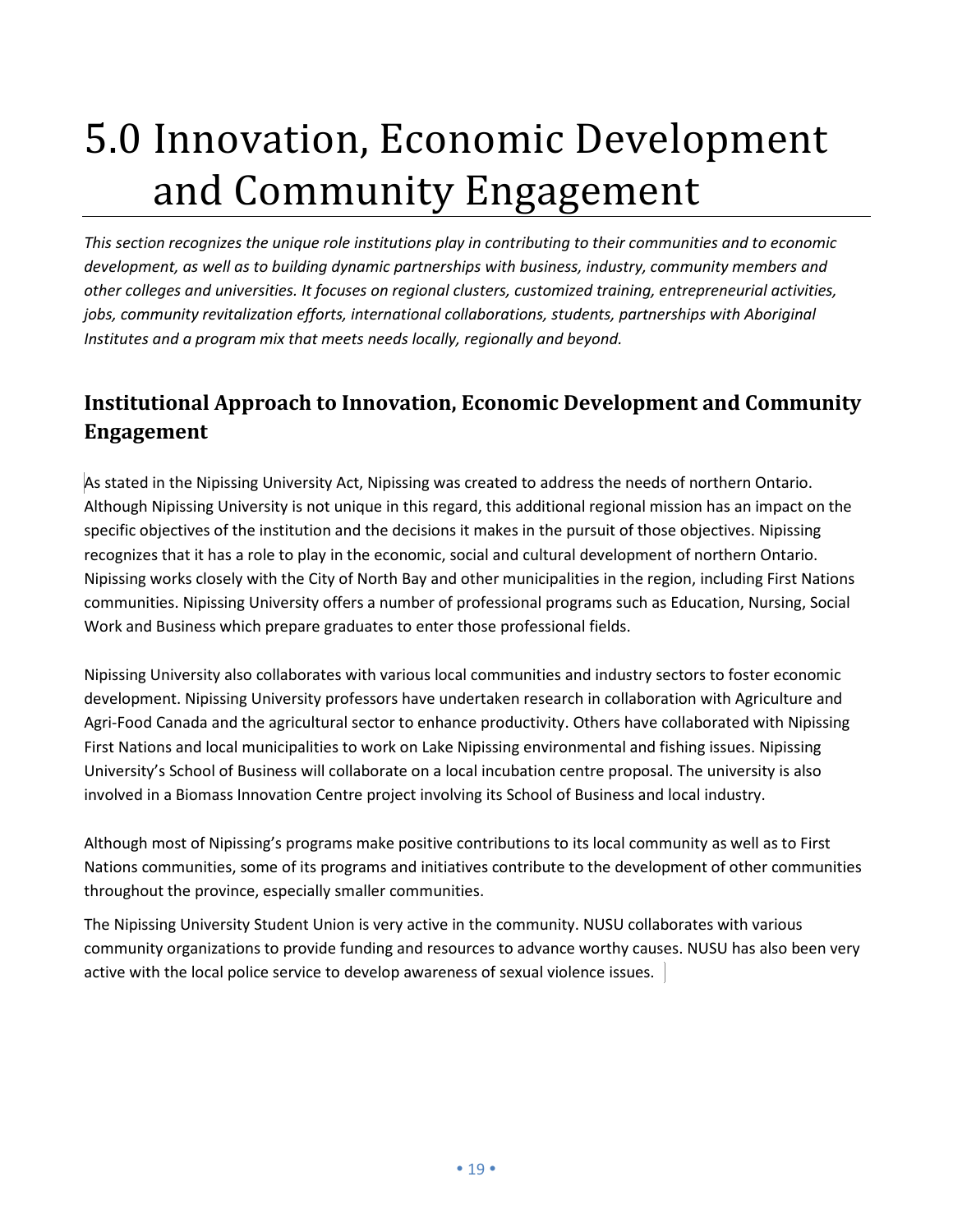# 5.0 Innovation, Economic Development and Community Engagement

*This section recognizes the unique role institutions play in contributing to their communities and to economic development, as well as to building dynamic partnerships with business, industry, community members and other colleges and universities. It focuses on regional clusters, customized training, entrepreneurial activities, jobs, community revitalization efforts, international collaborations, students, partnerships with Aboriginal Institutes and a program mix that meets needs locally, regionally and beyond.*

## Institutional Approach to Innovation, Economic Development and Community Engagement

As stated in the Nipissing University Act, Nipissing was created to address the needs of northern Ontario. Although Nipissing University is not unique in this regard, this additional regional mission has an impact on the specific objectives of the institution and the decisions it makes in the pursuit of those objectives. Nipissing recognizes that it has a role to play in the economic, social and cultural development of northern Ontario. Nipissing works closely with the City of North Bay and other municipalities in the region, including First Nations communities. Nipissing University offers a number of professional programs such as Education, Nursing, Social Work and Business which prepare graduates to enter those professional fields.

Nipissing University also collaborates with various local communities and industry sectors to foster economic development. Nipissing University professors have undertaken research in collaboration with Agriculture and Agri-Food Canada and the agricultural sector to enhance productivity. Others have collaborated with Nipissing First Nations and local municipalities to work on Lake Nipissing environmental and fishing issues. Nipissing University's School of Business will collaborate on a local incubation centre proposal. The university is also involved in a Biomass Innovation Centre project involving its School of Business and local industry.

Although most of Nipissing's programs make positive contributions to its local community as well as to First Nations communities, some of its programs and initiatives contribute to the development of other communities throughout the province, especially smaller communities.

The Nipissing University Student Union is very active in the community. NUSU collaborates with various community organizations to provide funding and resources to advance worthy causes. NUSU has also been very active with the local police service to develop awareness of sexual violence issues.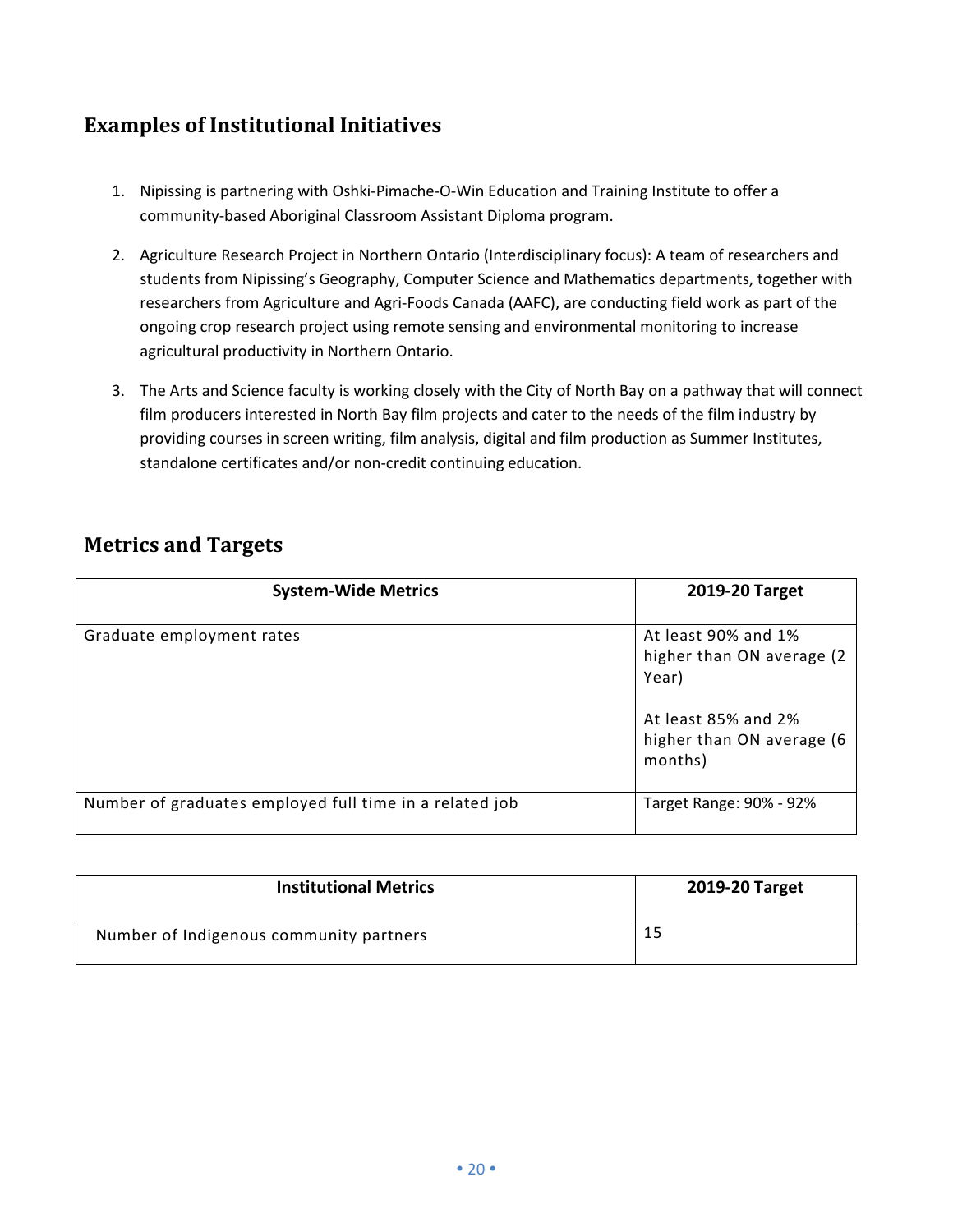## Examples of Institutional Initiatives

1. Nipissing is partnering with Oshki-Pimache-O-Win Education and Training Institute to offer a community-based Aboriginal Classroom Assistant Diploma program.
2. Agriculture Research Project in Northern Ontario (Interdisciplinary focus): A team of researchers and students from Nipissing's Geography, Computer Science and Mathematics departments, together with researchers from Agriculture and Agri-Foods Canada (AAFC), are conducting field work as part of the ongoing crop research project using remote sensing and environmental monitoring to increase agricultural productivity in Northern Ontario.
3. The Arts and Science faculty is working closely with the City of North Bay on a pathway that will connect film producers interested in North Bay film projects and cater to the needs of the film industry by providing courses in screen writing, film analysis, digital and film production as Summer Institutes, standalone certificates and/or non-credit continuing education.

## Metrics and Targets

| System-Wide Metrics | 2019-20 Target |
|---|---|
| Graduate employment rates | At least 90% and 1% higher than ON average (2 Year)<br><br>At least 85% and 2% higher than ON average (6 months) |
| Number of graduates employed full time in a related job | Target Range: 90% - 92% |

| Institutional Metrics | 2019-20 Target |
|---|---|
| Number of Indigenous community partners | 15 |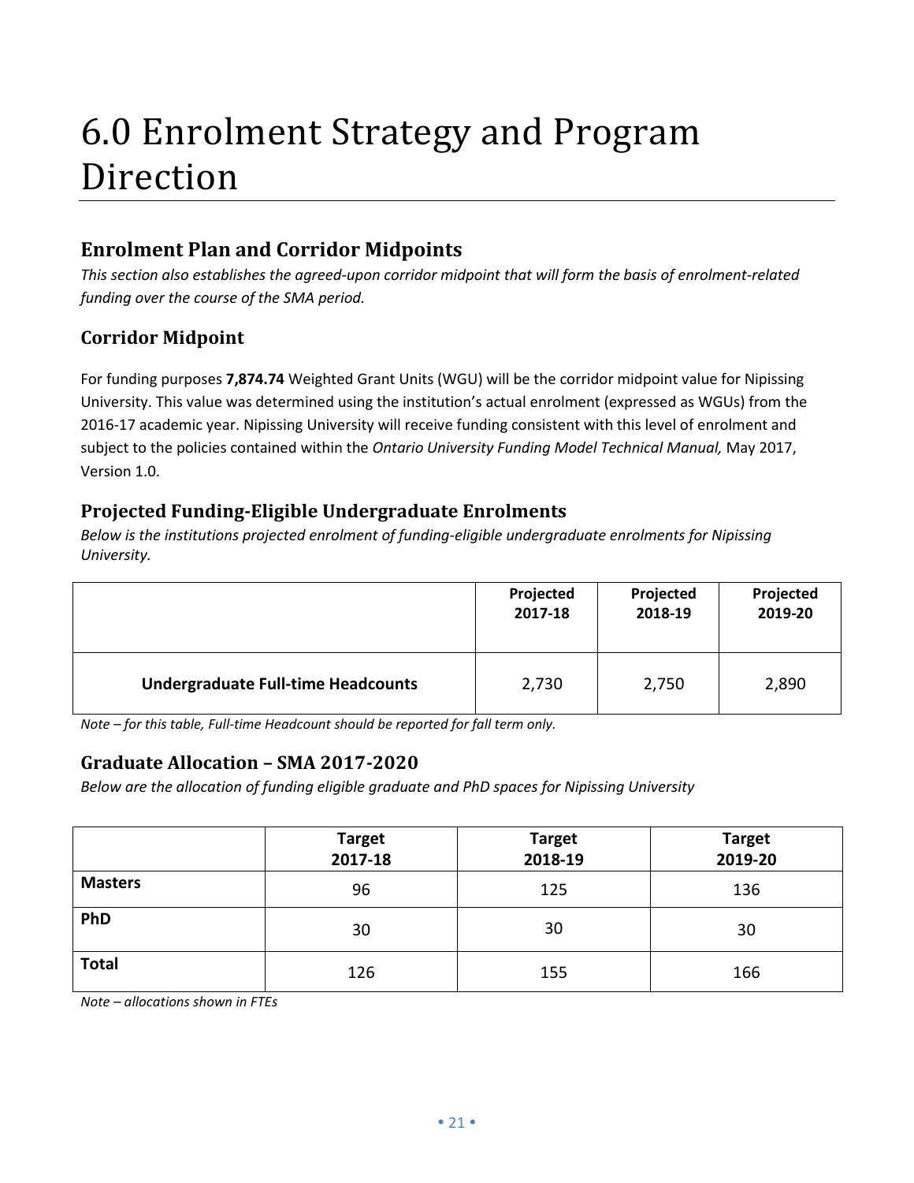# 6.0 Enrolment Strategy and Program Direction

## Enrolment Plan and Corridor Midpoints

*This section also establishes the agreed-upon corridor midpoint that will form the basis of enrolment-related funding over the course of the SMA period.*

## Corridor Midpoint

For funding purposes **7,874.74** Weighted Grant Units (WGU) will be the corridor midpoint value for Nipissing University. This value was determined using the institution's actual enrolment (expressed as WGUs) from the 2016-17 academic year. Nipissing University will receive funding consistent with this level of enrolment and subject to the policies contained within the *Ontario University Funding Model Technical Manual,* May 2017, Version 1.0.

## Projected Funding-Eligible Undergraduate Enrolments

*Below is the institutions projected enrolment of funding-eligible undergraduate enrolments for Nipissing University.*

| | Projected 2017-18 | Projected 2018-19 | Projected 2019-20 |
|---|---|---|---|
| **Undergraduate Full-time Headcounts** | 2,730 | 2,750 | 2,890 |

*Note – for this table, Full-time Headcount should be reported for fall term only.*

## Graduate Allocation – SMA 2017-2020

*Below are the allocation of funding eligible graduate and PhD spaces for Nipissing University*

| | Target 2017-18 | Target 2018-19 | Target 2019-20 |
|---|---|---|---|
| **Masters** | 96 | 125 | 136 |
| **PhD** | 30 | 30 | 30 |
| **Total** | 126 | 155 | 166 |

*Note – allocations shown in FTEs*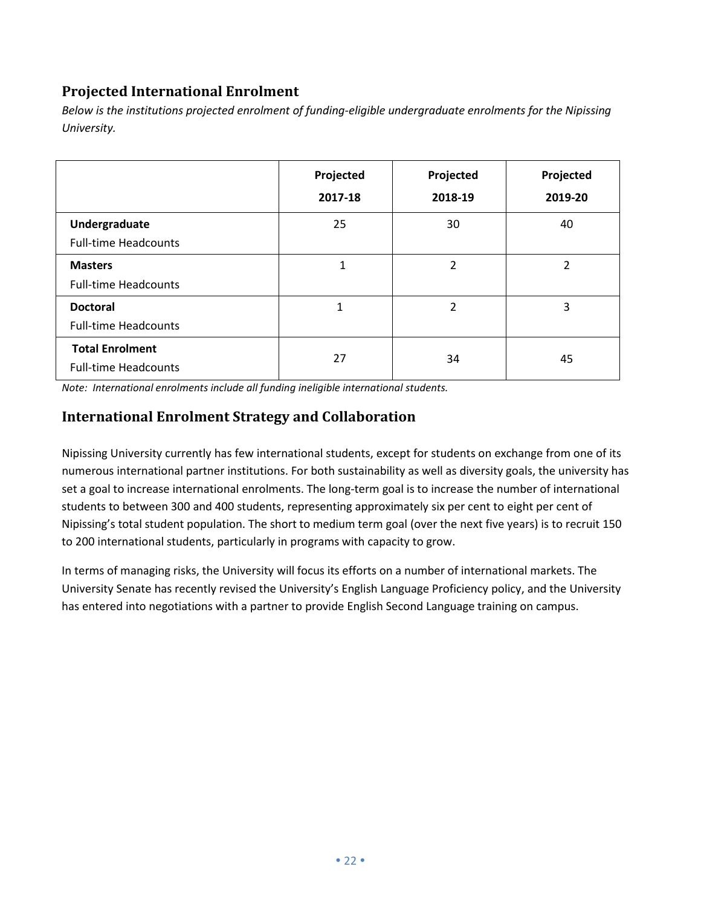## Projected International Enrolment

*Below is the institutions projected enrolment of funding-eligible undergraduate enrolments for the Nipissing University.*

| | Projected 2017-18 | Projected 2018-19 | Projected 2019-20 |
|---|---|---|---|
| **Undergraduate** Full-time Headcounts | 25 | 30 | 40 |
| **Masters** Full-time Headcounts | 1 | 2 | 2 |
| **Doctoral** Full-time Headcounts | 1 | 2 | 3 |
| **Total Enrolment** Full-time Headcounts | 27 | 34 | 45 |

*Note: International enrolments include all funding ineligible international students.*

## International Enrolment Strategy and Collaboration

Nipissing University currently has few international students, except for students on exchange from one of its numerous international partner institutions. For both sustainability as well as diversity goals, the university has set a goal to increase international enrolments. The long-term goal is to increase the number of international students to between 300 and 400 students, representing approximately six per cent to eight per cent of Nipissing's total student population. The short to medium term goal (over the next five years) is to recruit 150 to 200 international students, particularly in programs with capacity to grow.

In terms of managing risks, the University will focus its efforts on a number of international markets. The University Senate has recently revised the University's English Language Proficiency policy, and the University has entered into negotiations with a partner to provide English Second Language training on campus.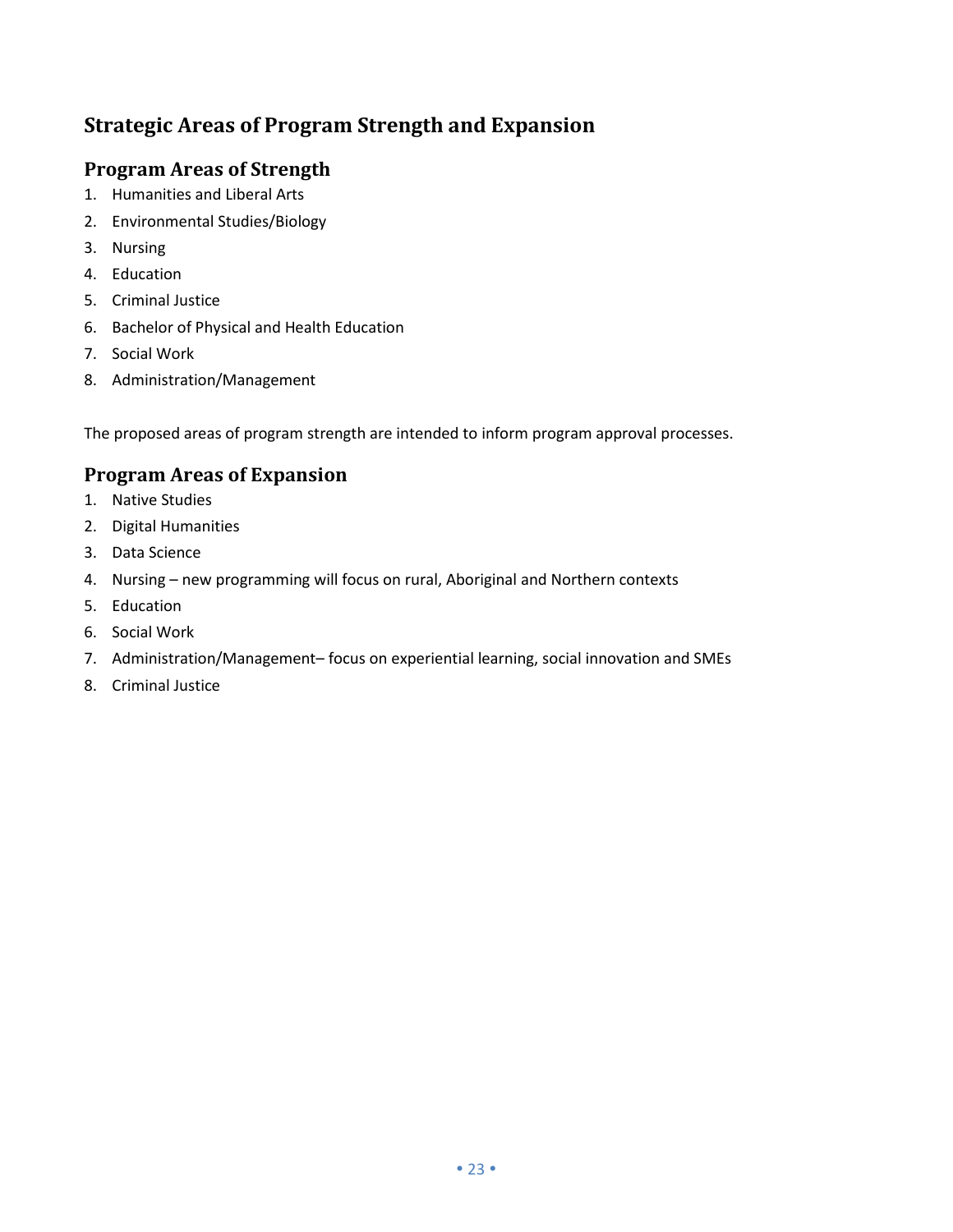## Strategic Areas of Program Strength and Expansion

### Program Areas of Strength

1. Humanities and Liberal Arts
2. Environmental Studies/Biology
3. Nursing
4. Education
5. Criminal Justice
6. Bachelor of Physical and Health Education
7. Social Work
8. Administration/Management

The proposed areas of program strength are intended to inform program approval processes.

### Program Areas of Expansion

1. Native Studies
2. Digital Humanities
3. Data Science
4. Nursing – new programming will focus on rural, Aboriginal and Northern contexts
5. Education
6. Social Work
7. Administration/Management– focus on experiential learning, social innovation and SMEs
8. Criminal Justice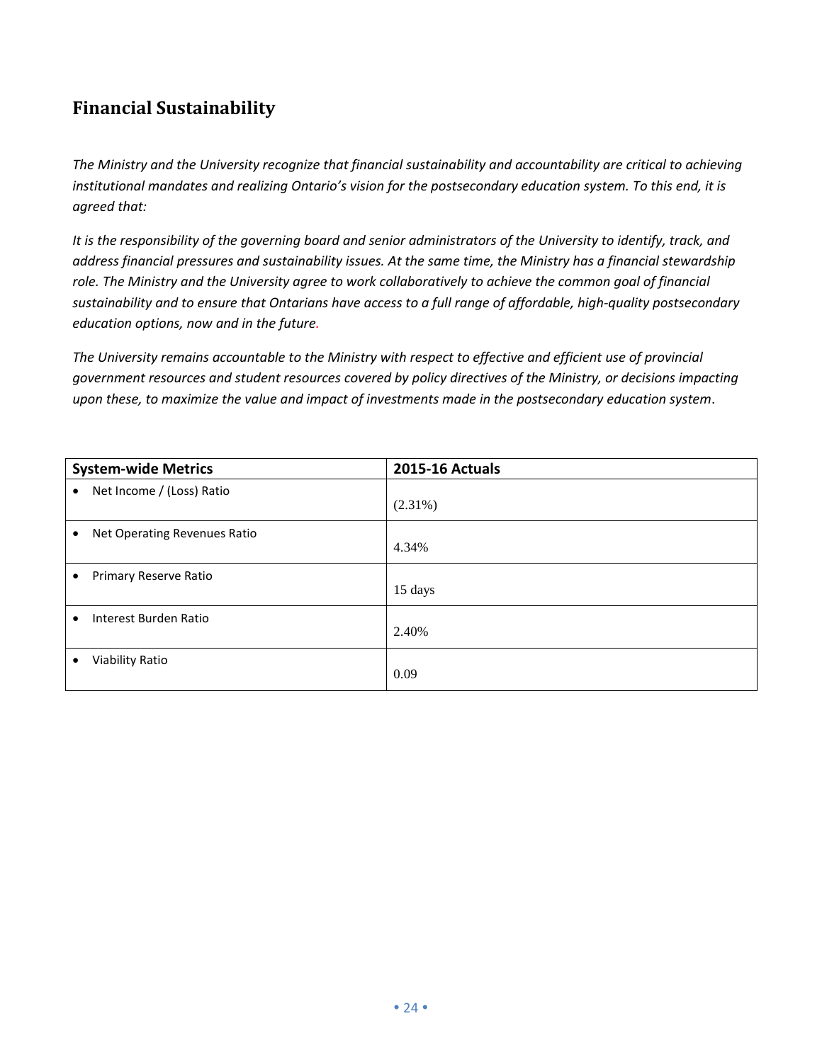## Financial Sustainability

*The Ministry and the University recognize that financial sustainability and accountability are critical to achieving institutional mandates and realizing Ontario's vision for the postsecondary education system. To this end, it is agreed that:*

*It is the responsibility of the governing board and senior administrators of the University to identify, track, and address financial pressures and sustainability issues. At the same time, the Ministry has a financial stewardship role. The Ministry and the University agree to work collaboratively to achieve the common goal of financial sustainability and to ensure that Ontarians have access to a full range of affordable, high-quality postsecondary education options, now and in the future.*

*The University remains accountable to the Ministry with respect to effective and efficient use of provincial government resources and student resources covered by policy directives of the Ministry, or decisions impacting upon these, to maximize the value and impact of investments made in the postsecondary education system.*

| System-wide Metrics | 2015-16 Actuals |
|---|---|
| • Net Income / (Loss) Ratio | (2.31%) |
| • Net Operating Revenues Ratio | 4.34% |
| • Primary Reserve Ratio | 15 days |
| • Interest Burden Ratio | 2.40% |
| • Viability Ratio | 0.09 |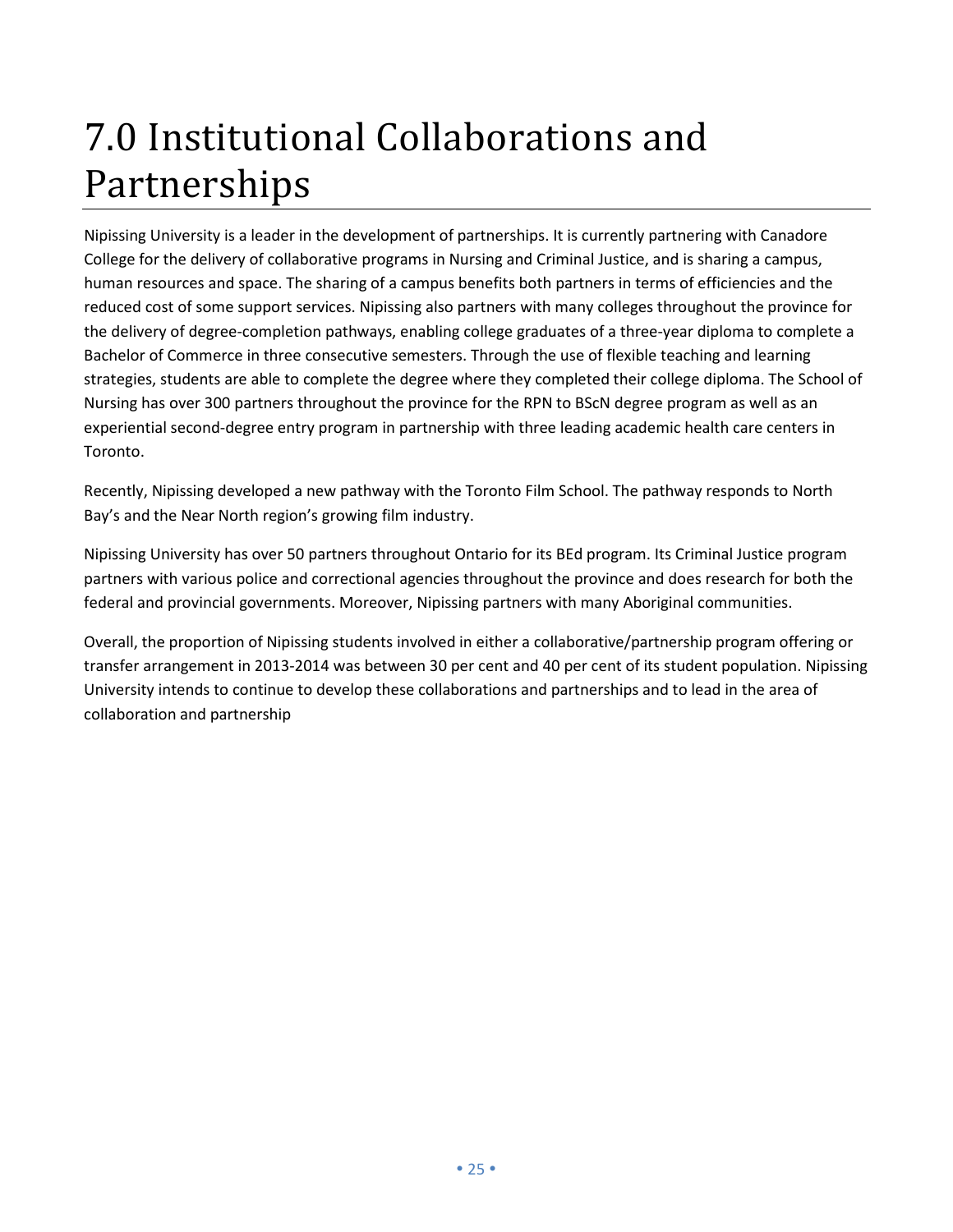# 7.0 Institutional Collaborations and Partnerships

Nipissing University is a leader in the development of partnerships. It is currently partnering with Canadore College for the delivery of collaborative programs in Nursing and Criminal Justice, and is sharing a campus, human resources and space. The sharing of a campus benefits both partners in terms of efficiencies and the reduced cost of some support services. Nipissing also partners with many colleges throughout the province for the delivery of degree-completion pathways, enabling college graduates of a three-year diploma to complete a Bachelor of Commerce in three consecutive semesters. Through the use of flexible teaching and learning strategies, students are able to complete the degree where they completed their college diploma. The School of Nursing has over 300 partners throughout the province for the RPN to BScN degree program as well as an experiential second-degree entry program in partnership with three leading academic health care centers in Toronto.

Recently, Nipissing developed a new pathway with the Toronto Film School. The pathway responds to North Bay's and the Near North region's growing film industry.

Nipissing University has over 50 partners throughout Ontario for its BEd program. Its Criminal Justice program partners with various police and correctional agencies throughout the province and does research for both the federal and provincial governments. Moreover, Nipissing partners with many Aboriginal communities.

Overall, the proportion of Nipissing students involved in either a collaborative/partnership program offering or transfer arrangement in 2013-2014 was between 30 per cent and 40 per cent of its student population. Nipissing University intends to continue to develop these collaborations and partnerships and to lead in the area of collaboration and partnership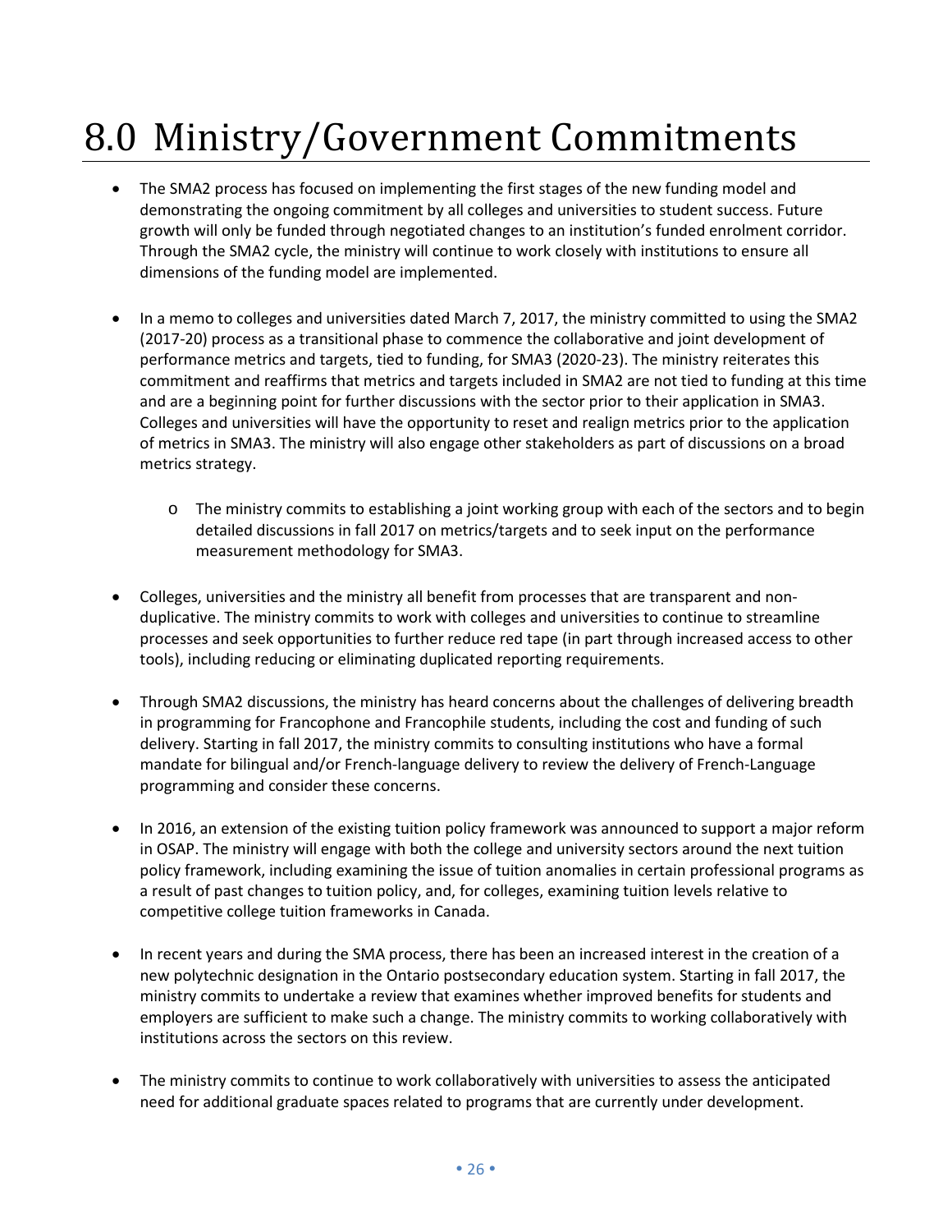# 8.0 Ministry/Government Commitments

- The SMA2 process has focused on implementing the first stages of the new funding model and demonstrating the ongoing commitment by all colleges and universities to student success. Future growth will only be funded through negotiated changes to an institution's funded enrolment corridor. Through the SMA2 cycle, the ministry will continue to work closely with institutions to ensure all dimensions of the funding model are implemented.

- In a memo to colleges and universities dated March 7, 2017, the ministry committed to using the SMA2 (2017-20) process as a transitional phase to commence the collaborative and joint development of performance metrics and targets, tied to funding, for SMA3 (2020-23). The ministry reiterates this commitment and reaffirms that metrics and targets included in SMA2 are not tied to funding at this time and are a beginning point for further discussions with the sector prior to their application in SMA3. Colleges and universities will have the opportunity to reset and realign metrics prior to the application of metrics in SMA3. The ministry will also engage other stakeholders as part of discussions on a broad metrics strategy.
  - The ministry commits to establishing a joint working group with each of the sectors and to begin detailed discussions in fall 2017 on metrics/targets and to seek input on the performance measurement methodology for SMA3.

- Colleges, universities and the ministry all benefit from processes that are transparent and non-duplicative. The ministry commits to work with colleges and universities to continue to streamline processes and seek opportunities to further reduce red tape (in part through increased access to other tools), including reducing or eliminating duplicated reporting requirements.

- Through SMA2 discussions, the ministry has heard concerns about the challenges of delivering breadth in programming for Francophone and Francophile students, including the cost and funding of such delivery. Starting in fall 2017, the ministry commits to consulting institutions who have a formal mandate for bilingual and/or French-language delivery to review the delivery of French-Language programming and consider these concerns.

- In 2016, an extension of the existing tuition policy framework was announced to support a major reform in OSAP. The ministry will engage with both the college and university sectors around the next tuition policy framework, including examining the issue of tuition anomalies in certain professional programs as a result of past changes to tuition policy, and, for colleges, examining tuition levels relative to competitive college tuition frameworks in Canada.

- In recent years and during the SMA process, there has been an increased interest in the creation of a new polytechnic designation in the Ontario postsecondary education system. Starting in fall 2017, the ministry commits to undertake a review that examines whether improved benefits for students and employers are sufficient to make such a change. The ministry commits to working collaboratively with institutions across the sectors on this review.

- The ministry commits to continue to work collaboratively with universities to assess the anticipated need for additional graduate spaces related to programs that are currently under development.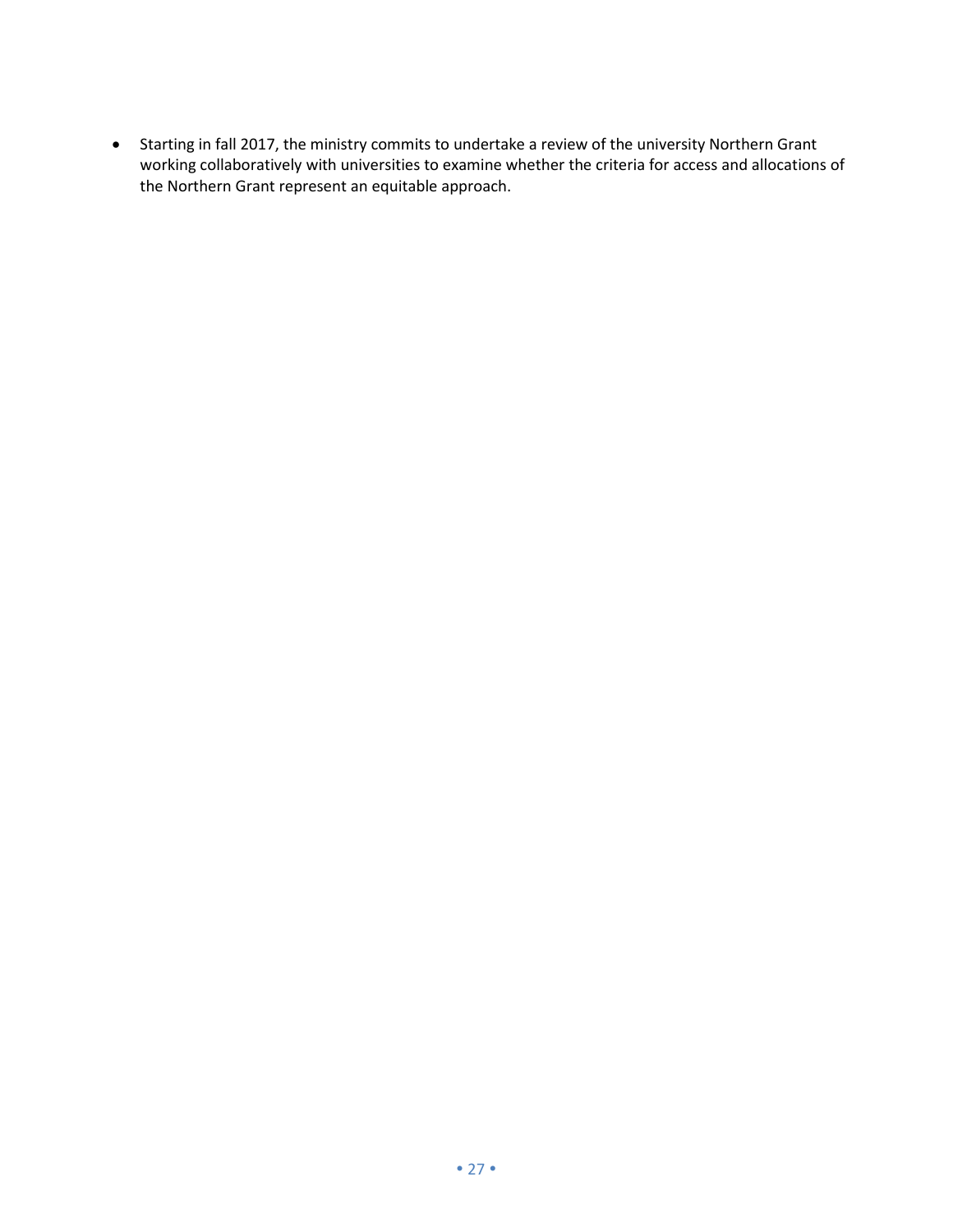- Starting in fall 2017, the ministry commits to undertake a review of the university Northern Grant working collaboratively with universities to examine whether the criteria for access and allocations of the Northern Grant represent an equitable approach.